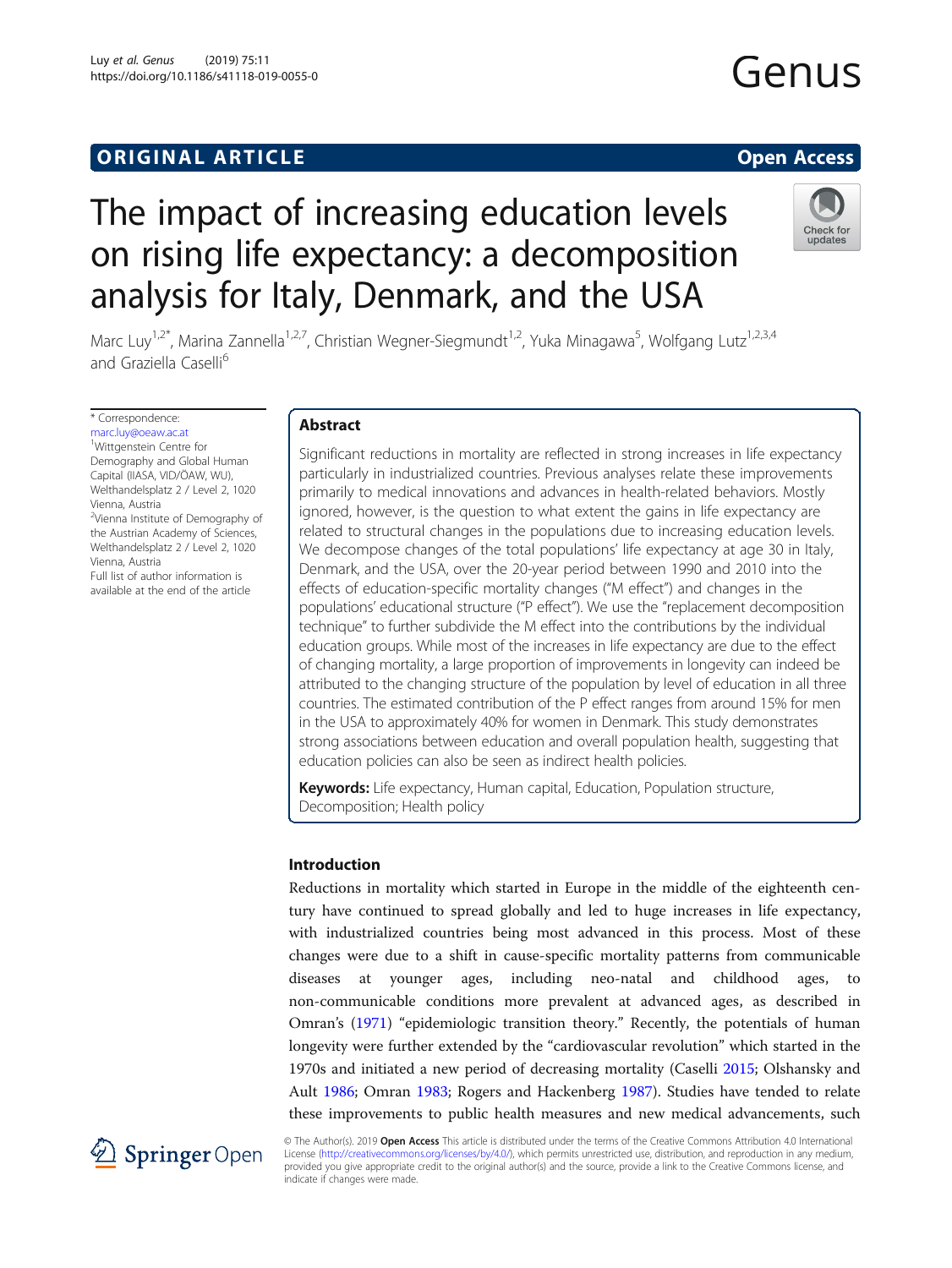ORIGINAL ARTICLE

Open Access

# The impact of increasing education levels on rising life expectancy: a decomposition analysis for Italy, Denmark, and the USA

Marc Luy[1,2*], Marina Zannella[1,2,7], Christian Wegner-Siegmundt[1,2], Yuka Minagawa[5], Wolfgang Lutz[1,2,3,4] and Graziella Caselli[6]

\* Correspondence: marc.luy@oeaw.ac.at
[1]Wittgenstein Centre for Demography and Global Human Capital (IIASA, VID/ÖAW, WU), Welthandelsplatz 2 / Level 2, 1020 Vienna, Austria
[2]Vienna Institute of Demography of the Austrian Academy of Sciences, Welthandelsplatz 2 / Level 2, 1020 Vienna, Austria
Full list of author information is available at the end of the article

## Abstract

Significant reductions in mortality are reflected in strong increases in life expectancy particularly in industrialized countries. Previous analyses relate these improvements primarily to medical innovations and advances in health-related behaviors. Mostly ignored, however, is the question to what extent the gains in life expectancy are related to structural changes in the populations due to increasing education levels. We decompose changes of the total populations' life expectancy at age 30 in Italy, Denmark, and the USA, over the 20-year period between 1990 and 2010 into the effects of education-specific mortality changes ("M effect") and changes in the populations' educational structure ("P effect"). We use the "replacement decomposition technique" to further subdivide the M effect into the contributions by the individual education groups. While most of the increases in life expectancy are due to the effect of changing mortality, a large proportion of improvements in longevity can indeed be attributed to the changing structure of the population by level of education in all three countries. The estimated contribution of the P effect ranges from around 15% for men in the USA to approximately 40% for women in Denmark. This study demonstrates strong associations between education and overall population health, suggesting that education policies can also be seen as indirect health policies.

**Keywords:** Life expectancy, Human capital, Education, Population structure, Decomposition; Health policy

## Introduction

Reductions in mortality which started in Europe in the middle of the eighteenth century have continued to spread globally and led to huge increases in life expectancy, with industrialized countries being most advanced in this process. Most of these changes were due to a shift in cause-specific mortality patterns from communicable diseases at younger ages, including neo-natal and childhood ages, to non-communicable conditions more prevalent at advanced ages, as described in Omran's (1971) "epidemiologic transition theory." Recently, the potentials of human longevity were further extended by the "cardiovascular revolution" which started in the 1970s and initiated a new period of decreasing mortality (Caselli 2015; Olshansky and Ault 1986; Omran 1983; Rogers and Hackenberg 1987). Studies have tended to relate these improvements to public health measures and new medical advancements, such

© The Author(s). 2019 **Open Access** This article is distributed under the terms of the Creative Commons Attribution 4.0 International License (http://creativecommons.org/licenses/by/4.0/), which permits unrestricted use, distribution, and reproduction in any medium, provided you give appropriate credit to the original author(s) and the source, provide a link to the Creative Commons license, and indicate if changes were made.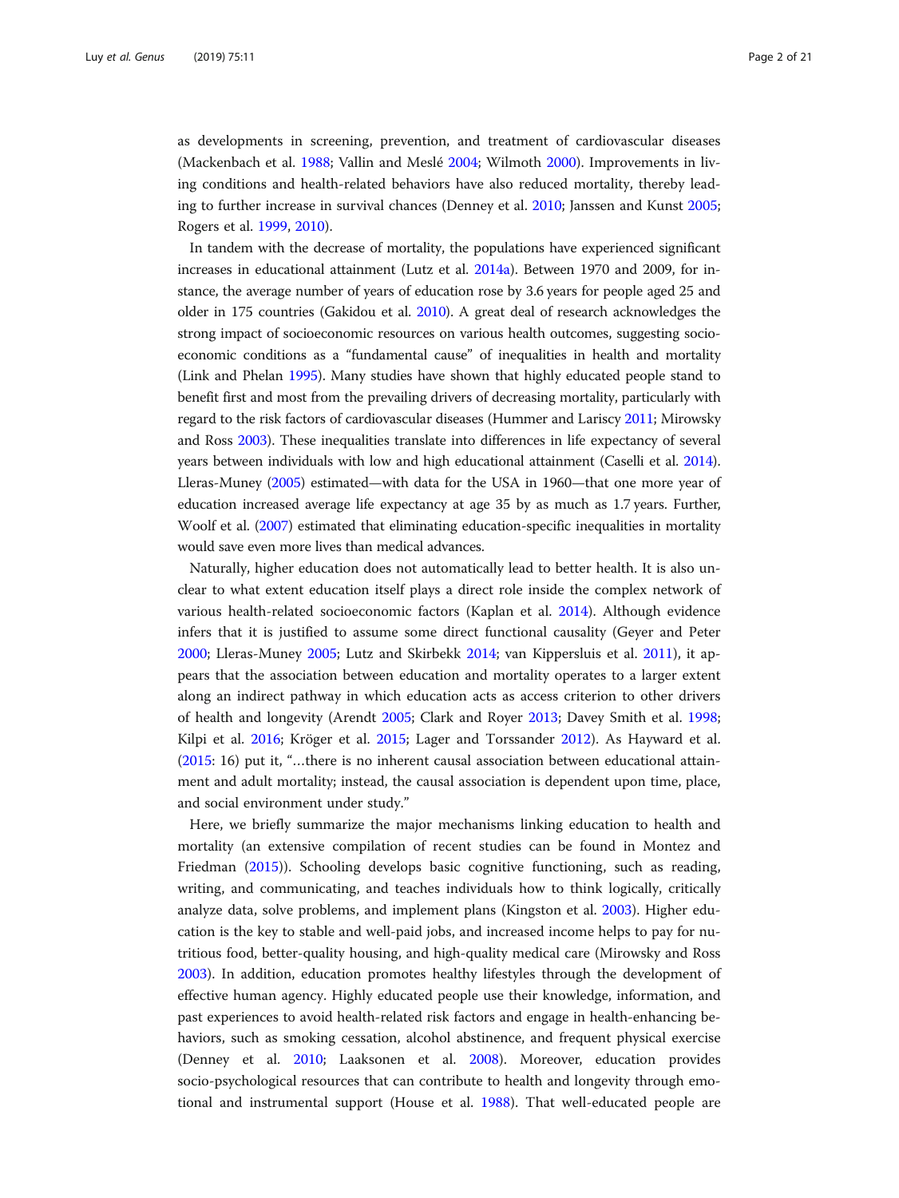as developments in screening, prevention, and treatment of cardiovascular diseases (Mackenbach et al. 1988; Vallin and Meslé 2004; Wilmoth 2000). Improvements in living conditions and health-related behaviors have also reduced mortality, thereby leading to further increase in survival chances (Denney et al. 2010; Janssen and Kunst 2005; Rogers et al. 1999, 2010).

In tandem with the decrease of mortality, the populations have experienced significant increases in educational attainment (Lutz et al. 2014a). Between 1970 and 2009, for instance, the average number of years of education rose by 3.6 years for people aged 25 and older in 175 countries (Gakidou et al. 2010). A great deal of research acknowledges the strong impact of socioeconomic resources on various health outcomes, suggesting socioeconomic conditions as a "fundamental cause" of inequalities in health and mortality (Link and Phelan 1995). Many studies have shown that highly educated people stand to benefit first and most from the prevailing drivers of decreasing mortality, particularly with regard to the risk factors of cardiovascular diseases (Hummer and Lariscy 2011; Mirowsky and Ross 2003). These inequalities translate into differences in life expectancy of several years between individuals with low and high educational attainment (Caselli et al. 2014). Lleras-Muney (2005) estimated—with data for the USA in 1960—that one more year of education increased average life expectancy at age 35 by as much as 1.7 years. Further, Woolf et al. (2007) estimated that eliminating education-specific inequalities in mortality would save even more lives than medical advances.

Naturally, higher education does not automatically lead to better health. It is also unclear to what extent education itself plays a direct role inside the complex network of various health-related socioeconomic factors (Kaplan et al. 2014). Although evidence infers that it is justified to assume some direct functional causality (Geyer and Peter 2000; Lleras-Muney 2005; Lutz and Skirbekk 2014; van Kippersluis et al. 2011), it appears that the association between education and mortality operates to a larger extent along an indirect pathway in which education acts as access criterion to other drivers of health and longevity (Arendt 2005; Clark and Royer 2013; Davey Smith et al. 1998; Kilpi et al. 2016; Kröger et al. 2015; Lager and Torssander 2012). As Hayward et al. (2015: 16) put it, "…there is no inherent causal association between educational attainment and adult mortality; instead, the causal association is dependent upon time, place, and social environment under study."

Here, we briefly summarize the major mechanisms linking education to health and mortality (an extensive compilation of recent studies can be found in Montez and Friedman (2015)). Schooling develops basic cognitive functioning, such as reading, writing, and communicating, and teaches individuals how to think logically, critically analyze data, solve problems, and implement plans (Kingston et al. 2003). Higher education is the key to stable and well-paid jobs, and increased income helps to pay for nutritious food, better-quality housing, and high-quality medical care (Mirowsky and Ross 2003). In addition, education promotes healthy lifestyles through the development of effective human agency. Highly educated people use their knowledge, information, and past experiences to avoid health-related risk factors and engage in health-enhancing behaviors, such as smoking cessation, alcohol abstinence, and frequent physical exercise (Denney et al. 2010; Laaksonen et al. 2008). Moreover, education provides socio-psychological resources that can contribute to health and longevity through emotional and instrumental support (House et al. 1988). That well-educated people are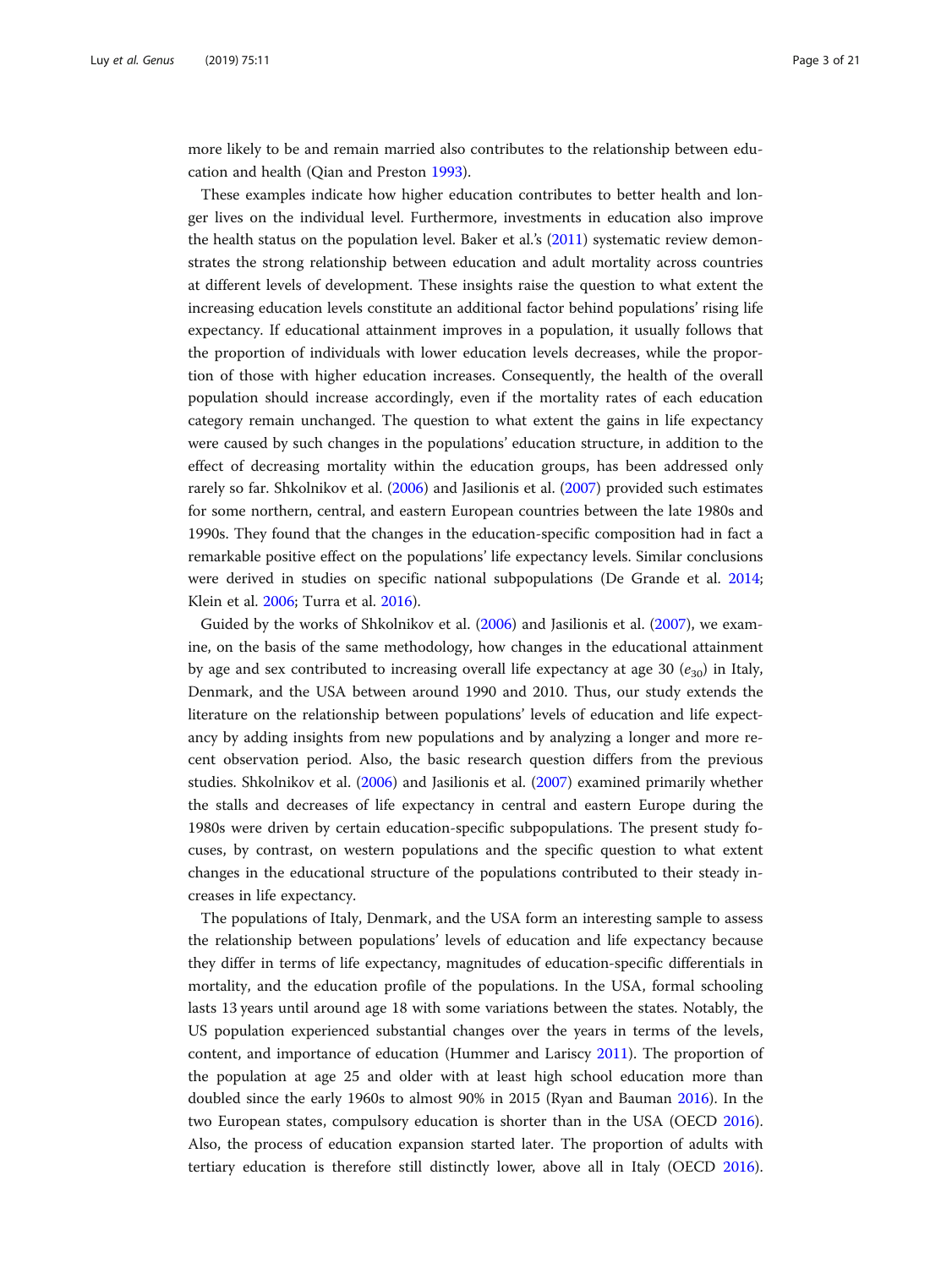more likely to be and remain married also contributes to the relationship between education and health (Qian and Preston 1993).

These examples indicate how higher education contributes to better health and longer lives on the individual level. Furthermore, investments in education also improve the health status on the population level. Baker et al.'s (2011) systematic review demonstrates the strong relationship between education and adult mortality across countries at different levels of development. These insights raise the question to what extent the increasing education levels constitute an additional factor behind populations' rising life expectancy. If educational attainment improves in a population, it usually follows that the proportion of individuals with lower education levels decreases, while the proportion of those with higher education increases. Consequently, the health of the overall population should increase accordingly, even if the mortality rates of each education category remain unchanged. The question to what extent the gains in life expectancy were caused by such changes in the populations' education structure, in addition to the effect of decreasing mortality within the education groups, has been addressed only rarely so far. Shkolnikov et al. (2006) and Jasilionis et al. (2007) provided such estimates for some northern, central, and eastern European countries between the late 1980s and 1990s. They found that the changes in the education-specific composition had in fact a remarkable positive effect on the populations' life expectancy levels. Similar conclusions were derived in studies on specific national subpopulations (De Grande et al. 2014; Klein et al. 2006; Turra et al. 2016).

Guided by the works of Shkolnikov et al. (2006) and Jasilionis et al. (2007), we examine, on the basis of the same methodology, how changes in the educational attainment by age and sex contributed to increasing overall life expectancy at age 30 ($e_{30}$) in Italy, Denmark, and the USA between around 1990 and 2010. Thus, our study extends the literature on the relationship between populations' levels of education and life expectancy by adding insights from new populations and by analyzing a longer and more recent observation period. Also, the basic research question differs from the previous studies. Shkolnikov et al. (2006) and Jasilionis et al. (2007) examined primarily whether the stalls and decreases of life expectancy in central and eastern Europe during the 1980s were driven by certain education-specific subpopulations. The present study focuses, by contrast, on western populations and the specific question to what extent changes in the educational structure of the populations contributed to their steady increases in life expectancy.

The populations of Italy, Denmark, and the USA form an interesting sample to assess the relationship between populations' levels of education and life expectancy because they differ in terms of life expectancy, magnitudes of education-specific differentials in mortality, and the education profile of the populations. In the USA, formal schooling lasts 13 years until around age 18 with some variations between the states. Notably, the US population experienced substantial changes over the years in terms of the levels, content, and importance of education (Hummer and Lariscy 2011). The proportion of the population at age 25 and older with at least high school education more than doubled since the early 1960s to almost 90% in 2015 (Ryan and Bauman 2016). In the two European states, compulsory education is shorter than in the USA (OECD 2016). Also, the process of education expansion started later. The proportion of adults with tertiary education is therefore still distinctly lower, above all in Italy (OECD 2016).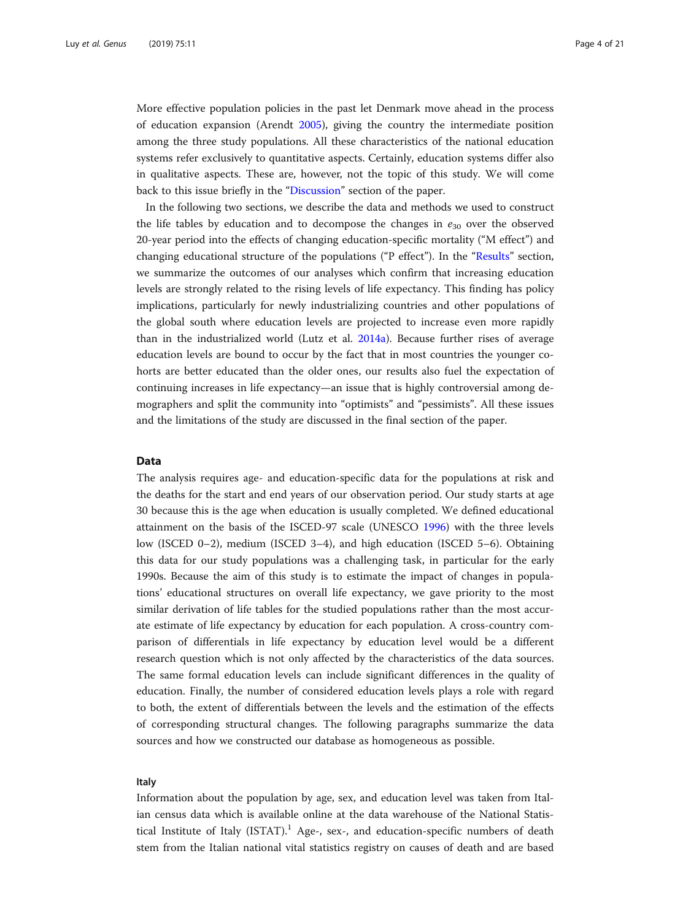More effective population policies in the past let Denmark move ahead in the process of education expansion (Arendt 2005), giving the country the intermediate position among the three study populations. All these characteristics of the national education systems refer exclusively to quantitative aspects. Certainly, education systems differ also in qualitative aspects. These are, however, not the topic of this study. We will come back to this issue briefly in the "Discussion" section of the paper.

In the following two sections, we describe the data and methods we used to construct the life tables by education and to decompose the changes in $e_{30}$ over the observed 20-year period into the effects of changing education-specific mortality ("M effect") and changing educational structure of the populations ("P effect"). In the "Results" section, we summarize the outcomes of our analyses which confirm that increasing education levels are strongly related to the rising levels of life expectancy. This finding has policy implications, particularly for newly industrializing countries and other populations of the global south where education levels are projected to increase even more rapidly than in the industrialized world (Lutz et al. 2014a). Because further rises of average education levels are bound to occur by the fact that in most countries the younger cohorts are better educated than the older ones, our results also fuel the expectation of continuing increases in life expectancy—an issue that is highly controversial among demographers and split the community into "optimists" and "pessimists". All these issues and the limitations of the study are discussed in the final section of the paper.

## Data

The analysis requires age- and education-specific data for the populations at risk and the deaths for the start and end years of our observation period. Our study starts at age 30 because this is the age when education is usually completed. We defined educational attainment on the basis of the ISCED-97 scale (UNESCO 1996) with the three levels low (ISCED 0–2), medium (ISCED 3–4), and high education (ISCED 5–6). Obtaining this data for our study populations was a challenging task, in particular for the early 1990s. Because the aim of this study is to estimate the impact of changes in populations' educational structures on overall life expectancy, we gave priority to the most similar derivation of life tables for the studied populations rather than the most accurate estimate of life expectancy by education for each population. A cross-country comparison of differentials in life expectancy by education level would be a different research question which is not only affected by the characteristics of the data sources. The same formal education levels can include significant differences in the quality of education. Finally, the number of considered education levels plays a role with regard to both, the extent of differentials between the levels and the estimation of the effects of corresponding structural changes. The following paragraphs summarize the data sources and how we constructed our database as homogeneous as possible.

### Italy

Information about the population by age, sex, and education level was taken from Italian census data which is available online at the data warehouse of the National Statistical Institute of Italy (ISTAT).[1] Age-, sex-, and education-specific numbers of death stem from the Italian national vital statistics registry on causes of death and are based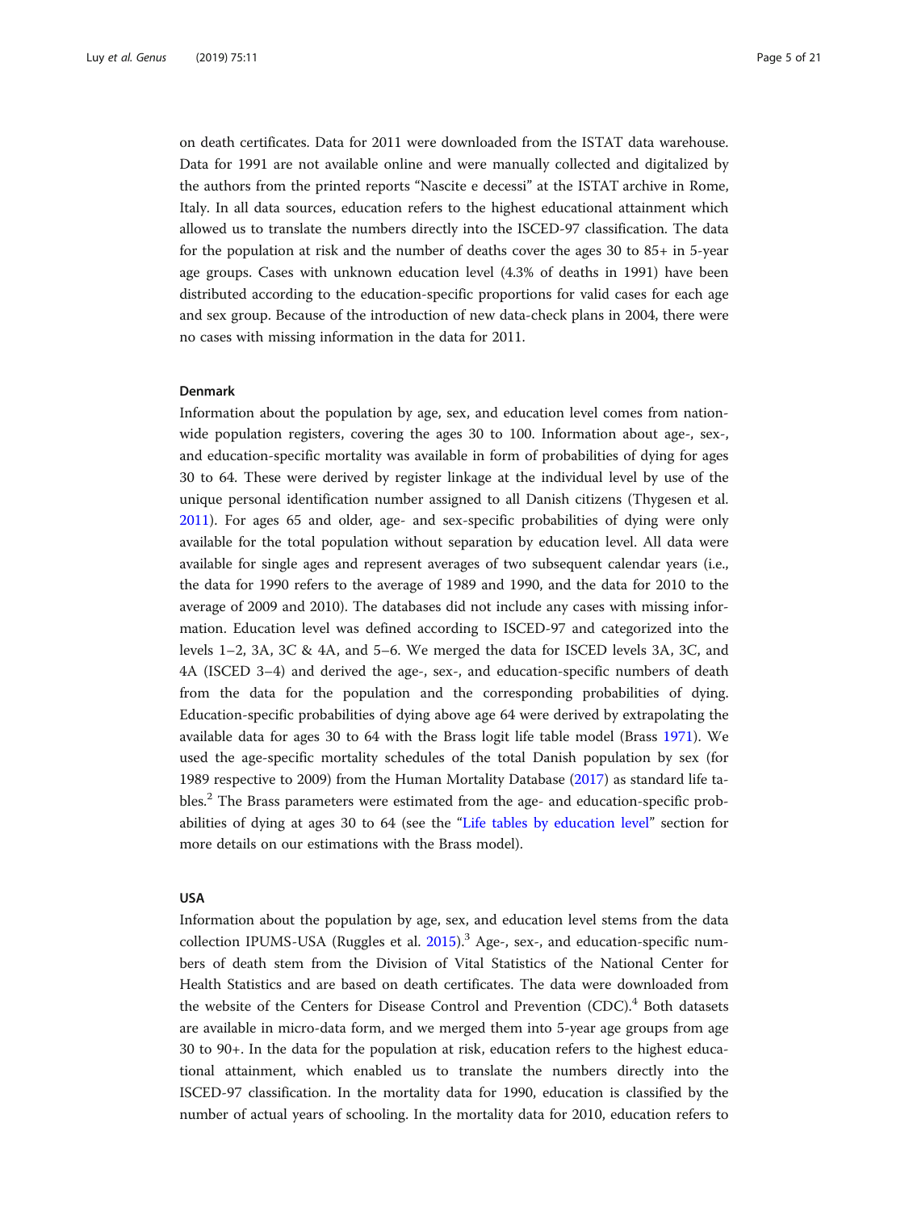on death certificates. Data for 2011 were downloaded from the ISTAT data warehouse. Data for 1991 are not available online and were manually collected and digitalized by the authors from the printed reports "Nascite e decessi" at the ISTAT archive in Rome, Italy. In all data sources, education refers to the highest educational attainment which allowed us to translate the numbers directly into the ISCED-97 classification. The data for the population at risk and the number of deaths cover the ages 30 to 85+ in 5-year age groups. Cases with unknown education level (4.3% of deaths in 1991) have been distributed according to the education-specific proportions for valid cases for each age and sex group. Because of the introduction of new data-check plans in 2004, there were no cases with missing information in the data for 2011.

### Denmark

Information about the population by age, sex, and education level comes from nationwide population registers, covering the ages 30 to 100. Information about age-, sex-, and education-specific mortality was available in form of probabilities of dying for ages 30 to 64. These were derived by register linkage at the individual level by use of the unique personal identification number assigned to all Danish citizens (Thygesen et al. 2011). For ages 65 and older, age- and sex-specific probabilities of dying were only available for the total population without separation by education level. All data were available for single ages and represent averages of two subsequent calendar years (i.e., the data for 1990 refers to the average of 1989 and 1990, and the data for 2010 to the average of 2009 and 2010). The databases did not include any cases with missing information. Education level was defined according to ISCED-97 and categorized into the levels 1–2, 3A, 3C & 4A, and 5–6. We merged the data for ISCED levels 3A, 3C, and 4A (ISCED 3–4) and derived the age-, sex-, and education-specific numbers of death from the data for the population and the corresponding probabilities of dying. Education-specific probabilities of dying above age 64 were derived by extrapolating the available data for ages 30 to 64 with the Brass logit life table model (Brass 1971). We used the age-specific mortality schedules of the total Danish population by sex (for 1989 respective to 2009) from the Human Mortality Database (2017) as standard life tables.[2] The Brass parameters were estimated from the age- and education-specific probabilities of dying at ages 30 to 64 (see the "Life tables by education level" section for more details on our estimations with the Brass model).

### USA

Information about the population by age, sex, and education level stems from the data collection IPUMS-USA (Ruggles et al. 2015).[3] Age-, sex-, and education-specific numbers of death stem from the Division of Vital Statistics of the National Center for Health Statistics and are based on death certificates. The data were downloaded from the website of the Centers for Disease Control and Prevention (CDC).[4] Both datasets are available in micro-data form, and we merged them into 5-year age groups from age 30 to 90+. In the data for the population at risk, education refers to the highest educational attainment, which enabled us to translate the numbers directly into the ISCED-97 classification. In the mortality data for 1990, education is classified by the number of actual years of schooling. In the mortality data for 2010, education refers to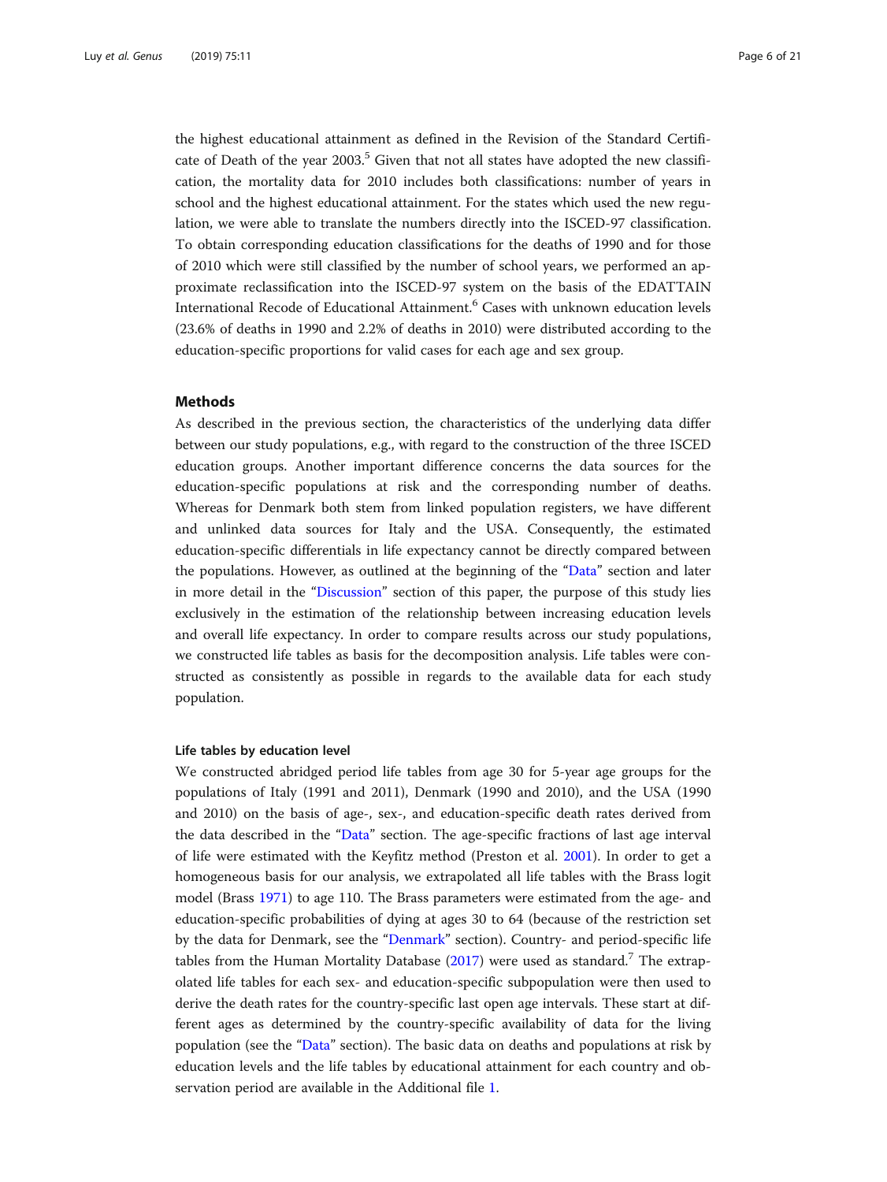the highest educational attainment as defined in the Revision of the Standard Certificate of Death of the year 2003.[5] Given that not all states have adopted the new classification, the mortality data for 2010 includes both classifications: number of years in school and the highest educational attainment. For the states which used the new regulation, we were able to translate the numbers directly into the ISCED-97 classification. To obtain corresponding education classifications for the deaths of 1990 and for those of 2010 which were still classified by the number of school years, we performed an approximate reclassification into the ISCED-97 system on the basis of the EDATTAIN International Recode of Educational Attainment.[6] Cases with unknown education levels (23.6% of deaths in 1990 and 2.2% of deaths in 2010) were distributed according to the education-specific proportions for valid cases for each age and sex group.

## Methods

As described in the previous section, the characteristics of the underlying data differ between our study populations, e.g., with regard to the construction of the three ISCED education groups. Another important difference concerns the data sources for the education-specific populations at risk and the corresponding number of deaths. Whereas for Denmark both stem from linked population registers, we have different and unlinked data sources for Italy and the USA. Consequently, the estimated education-specific differentials in life expectancy cannot be directly compared between the populations. However, as outlined at the beginning of the "Data" section and later in more detail in the "Discussion" section of this paper, the purpose of this study lies exclusively in the estimation of the relationship between increasing education levels and overall life expectancy. In order to compare results across our study populations, we constructed life tables as basis for the decomposition analysis. Life tables were constructed as consistently as possible in regards to the available data for each study population.

### Life tables by education level

We constructed abridged period life tables from age 30 for 5-year age groups for the populations of Italy (1991 and 2011), Denmark (1990 and 2010), and the USA (1990 and 2010) on the basis of age-, sex-, and education-specific death rates derived from the data described in the "Data" section. The age-specific fractions of last age interval of life were estimated with the Keyfitz method (Preston et al. 2001). In order to get a homogeneous basis for our analysis, we extrapolated all life tables with the Brass logit model (Brass 1971) to age 110. The Brass parameters were estimated from the age- and education-specific probabilities of dying at ages 30 to 64 (because of the restriction set by the data for Denmark, see the "Denmark" section). Country- and period-specific life tables from the Human Mortality Database (2017) were used as standard.[7] The extrapolated life tables for each sex- and education-specific subpopulation were then used to derive the death rates for the country-specific last open age intervals. These start at different ages as determined by the country-specific availability of data for the living population (see the "Data" section). The basic data on deaths and populations at risk by education levels and the life tables by educational attainment for each country and observation period are available in the Additional file 1.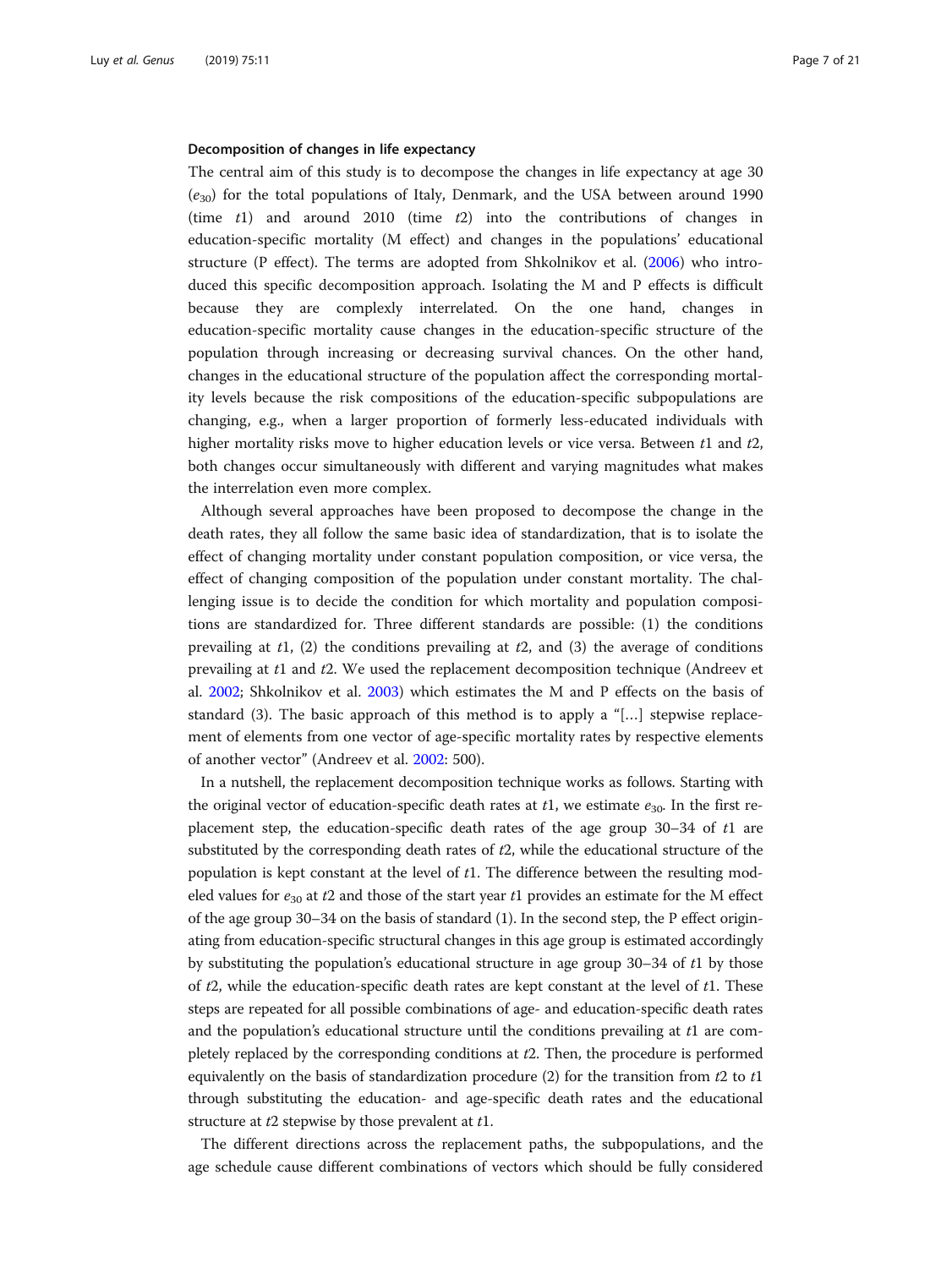#### Decomposition of changes in life expectancy

The central aim of this study is to decompose the changes in life expectancy at age 30 ($e_{30}$) for the total populations of Italy, Denmark, and the USA between around 1990 (time $t1$) and around 2010 (time $t2$) into the contributions of changes in education-specific mortality (M effect) and changes in the populations' educational structure (P effect). The terms are adopted from Shkolnikov et al. (2006) who introduced this specific decomposition approach. Isolating the M and P effects is difficult because they are complexly interrelated. On the one hand, changes in education-specific mortality cause changes in the education-specific structure of the population through increasing or decreasing survival chances. On the other hand, changes in the educational structure of the population affect the corresponding mortality levels because the risk compositions of the education-specific subpopulations are changing, e.g., when a larger proportion of formerly less-educated individuals with higher mortality risks move to higher education levels or vice versa. Between $t1$ and $t2$, both changes occur simultaneously with different and varying magnitudes what makes the interrelation even more complex.

Although several approaches have been proposed to decompose the change in the death rates, they all follow the same basic idea of standardization, that is to isolate the effect of changing mortality under constant population composition, or vice versa, the effect of changing composition of the population under constant mortality. The challenging issue is to decide the condition for which mortality and population compositions are standardized for. Three different standards are possible: (1) the conditions prevailing at $t1$, (2) the conditions prevailing at $t2$, and (3) the average of conditions prevailing at $t1$ and $t2$. We used the replacement decomposition technique (Andreev et al. 2002; Shkolnikov et al. 2003) which estimates the M and P effects on the basis of standard (3). The basic approach of this method is to apply a "[…] stepwise replacement of elements from one vector of age-specific mortality rates by respective elements of another vector" (Andreev et al. 2002: 500).

In a nutshell, the replacement decomposition technique works as follows. Starting with the original vector of education-specific death rates at $t1$, we estimate $e_{30}$. In the first replacement step, the education-specific death rates of the age group 30–34 of $t1$ are substituted by the corresponding death rates of $t2$, while the educational structure of the population is kept constant at the level of $t1$. The difference between the resulting modeled values for $e_{30}$ at $t2$ and those of the start year $t1$ provides an estimate for the M effect of the age group 30–34 on the basis of standard (1). In the second step, the P effect originating from education-specific structural changes in this age group is estimated accordingly by substituting the population's educational structure in age group 30–34 of $t1$ by those of $t2$, while the education-specific death rates are kept constant at the level of $t1$. These steps are repeated for all possible combinations of age- and education-specific death rates and the population's educational structure until the conditions prevailing at $t1$ are completely replaced by the corresponding conditions at $t2$. Then, the procedure is performed equivalently on the basis of standardization procedure (2) for the transition from $t2$ to $t1$ through substituting the education- and age-specific death rates and the educational structure at $t2$ stepwise by those prevalent at $t1$.

The different directions across the replacement paths, the subpopulations, and the age schedule cause different combinations of vectors which should be fully considered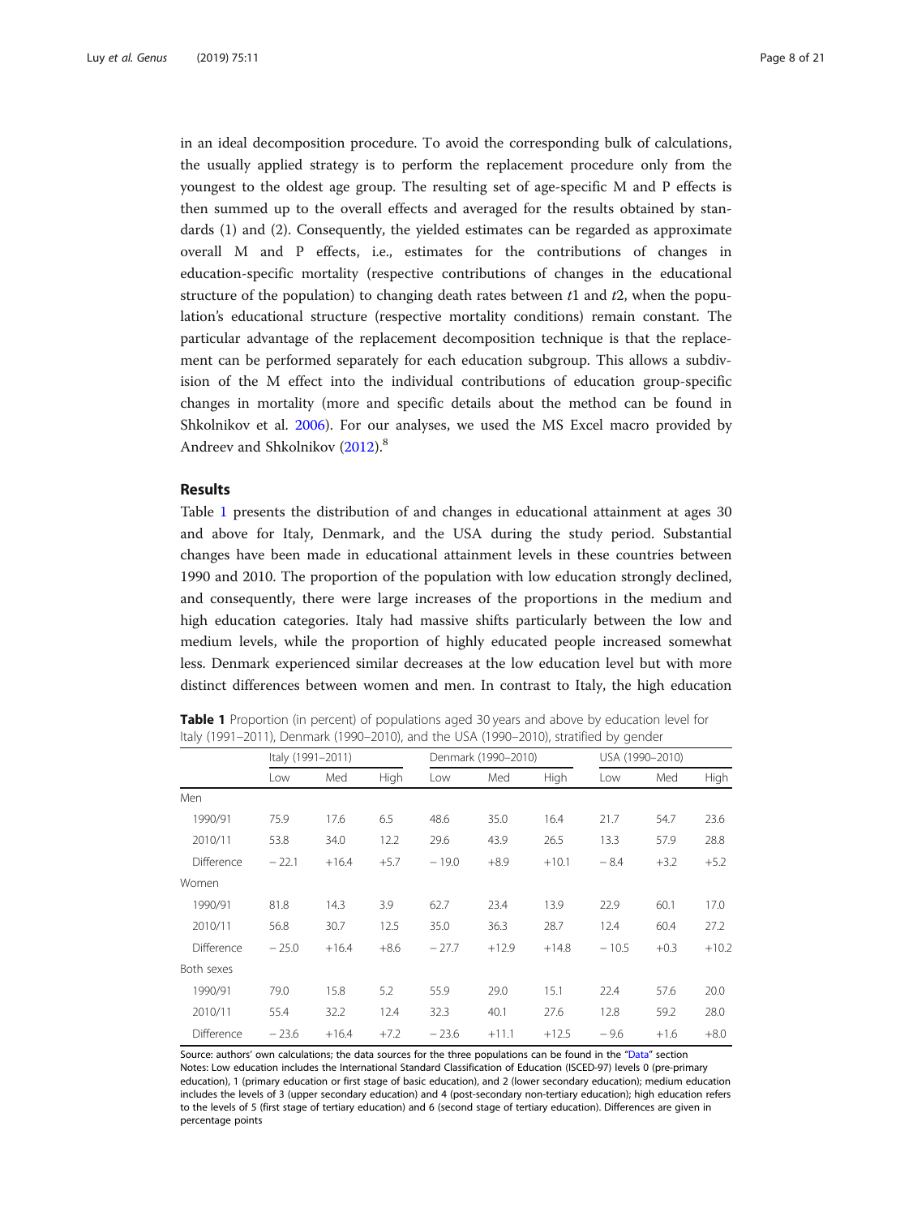in an ideal decomposition procedure. To avoid the corresponding bulk of calculations, the usually applied strategy is to perform the replacement procedure only from the youngest to the oldest age group. The resulting set of age-specific M and P effects is then summed up to the overall effects and averaged for the results obtained by standards (1) and (2). Consequently, the yielded estimates can be regarded as approximate overall M and P effects, i.e., estimates for the contributions of changes in education-specific mortality (respective contributions of changes in the educational structure of the population) to changing death rates between $t1$ and $t2$, when the population's educational structure (respective mortality conditions) remain constant. The particular advantage of the replacement decomposition technique is that the replacement can be performed separately for each education subgroup. This allows a subdivision of the M effect into the individual contributions of education group-specific changes in mortality (more and specific details about the method can be found in Shkolnikov et al. 2006). For our analyses, we used the MS Excel macro provided by Andreev and Shkolnikov (2012).[8]

## Results

Table 1 presents the distribution of and changes in educational attainment at ages 30 and above for Italy, Denmark, and the USA during the study period. Substantial changes have been made in educational attainment levels in these countries between 1990 and 2010. The proportion of the population with low education strongly declined, and consequently, there were large increases of the proportions in the medium and high education categories. Italy had massive shifts particularly between the low and medium levels, while the proportion of highly educated people increased somewhat less. Denmark experienced similar decreases at the low education level but with more distinct differences between women and men. In contrast to Italy, the high education

**Table 1** Proportion (in percent) of populations aged 30 years and above by education level for Italy (1991–2011), Denmark (1990–2010), and the USA (1990–2010), stratified by gender

| | Italy (1991–2011) | | | Denmark (1990–2010) | | | USA (1990–2010) | | |
|---|---|---|---|---|---|---|---|---|---|
| | Low | Med | High | Low | Med | High | Low | Med | High |
| Men | | | | | | | | | |
| 1990/91 | 75.9 | 17.6 | 6.5 | 48.6 | 35.0 | 16.4 | 21.7 | 54.7 | 23.6 |
| 2010/11 | 53.8 | 34.0 | 12.2 | 29.6 | 43.9 | 26.5 | 13.3 | 57.9 | 28.8 |
| Difference | − 22.1 | +16.4 | +5.7 | − 19.0 | +8.9 | +10.1 | − 8.4 | +3.2 | +5.2 |
| Women | | | | | | | | | |
| 1990/91 | 81.8 | 14.3 | 3.9 | 62.7 | 23.4 | 13.9 | 22.9 | 60.1 | 17.0 |
| 2010/11 | 56.8 | 30.7 | 12.5 | 35.0 | 36.3 | 28.7 | 12.4 | 60.4 | 27.2 |
| Difference | − 25.0 | +16.4 | +8.6 | − 27.7 | +12.9 | +14.8 | − 10.5 | +0.3 | +10.2 |
| Both sexes | | | | | | | | | |
| 1990/91 | 79.0 | 15.8 | 5.2 | 55.9 | 29.0 | 15.1 | 22.4 | 57.6 | 20.0 |
| 2010/11 | 55.4 | 32.2 | 12.4 | 32.3 | 40.1 | 27.6 | 12.8 | 59.2 | 28.0 |
| Difference | − 23.6 | +16.4 | +7.2 | − 23.6 | +11.1 | +12.5 | − 9.6 | +1.6 | +8.0 |

Source: authors' own calculations; the data sources for the three populations can be found in the "Data" section
Notes: Low education includes the International Standard Classification of Education (ISCED-97) levels 0 (pre-primary education), 1 (primary education or first stage of basic education), and 2 (lower secondary education); medium education includes the levels of 3 (upper secondary education) and 4 (post-secondary non-tertiary education); high education refers to the levels of 5 (first stage of tertiary education) and 6 (second stage of tertiary education). Differences are given in percentage points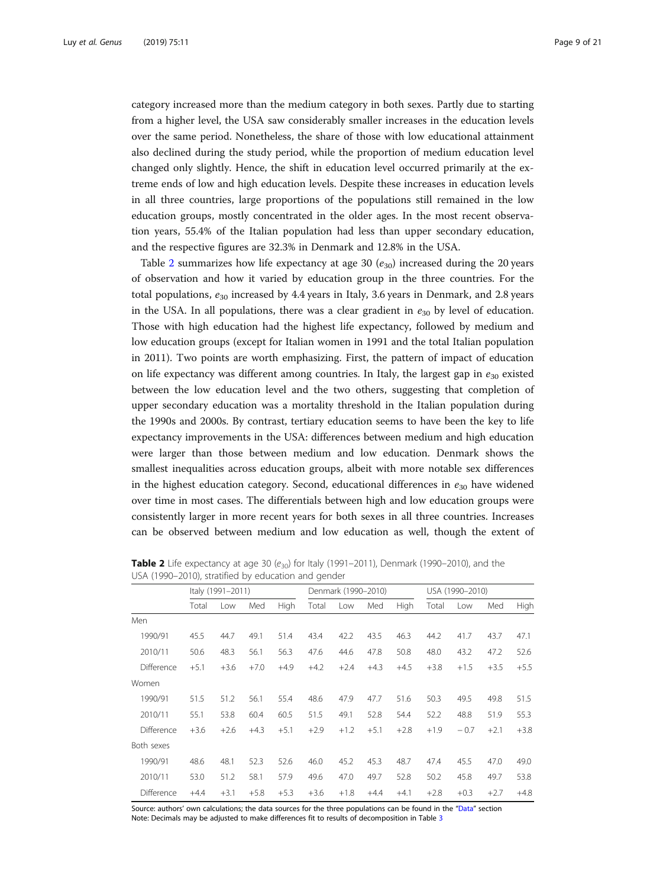category increased more than the medium category in both sexes. Partly due to starting from a higher level, the USA saw considerably smaller increases in the education levels over the same period. Nonetheless, the share of those with low educational attainment also declined during the study period, while the proportion of medium education level changed only slightly. Hence, the shift in education level occurred primarily at the extreme ends of low and high education levels. Despite these increases in education levels in all three countries, large proportions of the populations still remained in the low education groups, mostly concentrated in the older ages. In the most recent observation years, 55.4% of the Italian population had less than upper secondary education, and the respective figures are 32.3% in Denmark and 12.8% in the USA.

Table 2 summarizes how life expectancy at age 30 ($e_{30}$) increased during the 20 years of observation and how it varied by education group in the three countries. For the total populations, $e_{30}$ increased by 4.4 years in Italy, 3.6 years in Denmark, and 2.8 years in the USA. In all populations, there was a clear gradient in $e_{30}$ by level of education. Those with high education had the highest life expectancy, followed by medium and low education groups (except for Italian women in 1991 and the total Italian population in 2011). Two points are worth emphasizing. First, the pattern of impact of education on life expectancy was different among countries. In Italy, the largest gap in $e_{30}$ existed between the low education level and the two others, suggesting that completion of upper secondary education was a mortality threshold in the Italian population during the 1990s and 2000s. By contrast, tertiary education seems to have been the key to life expectancy improvements in the USA: differences between medium and high education were larger than those between medium and low education. Denmark shows the smallest inequalities across education groups, albeit with more notable sex differences in the highest education category. Second, educational differences in $e_{30}$ have widened over time in most cases. The differentials between high and low education groups were consistently larger in more recent years for both sexes in all three countries. Increases can be observed between medium and low education as well, though the extent of

**Table 2** Life expectancy at age 30 ($e_{30}$) for Italy (1991–2011), Denmark (1990–2010), and the USA (1990–2010), stratified by education and gender

| | Italy (1991–2011) | | | | Denmark (1990–2010) | | | | USA (1990–2010) | | | |
|---|---|---|---|---|---|---|---|---|---|---|---|---|
| | Total | Low | Med | High | Total | Low | Med | High | Total | Low | Med | High |
| Men | | | | | | | | | | | | |
| 1990/91 | 45.5 | 44.7 | 49.1 | 51.4 | 43.4 | 42.2 | 43.5 | 46.3 | 44.2 | 41.7 | 43.7 | 47.1 |
| 2010/11 | 50.6 | 48.3 | 56.1 | 56.3 | 47.6 | 44.6 | 47.8 | 50.8 | 48.0 | 43.2 | 47.2 | 52.6 |
| Difference | +5.1 | +3.6 | +7.0 | +4.9 | +4.2 | +2.4 | +4.3 | +4.5 | +3.8 | +1.5 | +3.5 | +5.5 |
| Women | | | | | | | | | | | | |
| 1990/91 | 51.5 | 51.2 | 56.1 | 55.4 | 48.6 | 47.9 | 47.7 | 51.6 | 50.3 | 49.5 | 49.8 | 51.5 |
| 2010/11 | 55.1 | 53.8 | 60.4 | 60.5 | 51.5 | 49.1 | 52.8 | 54.4 | 52.2 | 48.8 | 51.9 | 55.3 |
| Difference | +3.6 | +2.6 | +4.3 | +5.1 | +2.9 | +1.2 | +5.1 | +2.8 | +1.9 | − 0.7 | +2.1 | +3.8 |
| Both sexes | | | | | | | | | | | | |
| 1990/91 | 48.6 | 48.1 | 52.3 | 52.6 | 46.0 | 45.2 | 45.3 | 48.7 | 47.4 | 45.5 | 47.0 | 49.0 |
| 2010/11 | 53.0 | 51.2 | 58.1 | 57.9 | 49.6 | 47.0 | 49.7 | 52.8 | 50.2 | 45.8 | 49.7 | 53.8 |
| Difference | +4.4 | +3.1 | +5.8 | +5.3 | +3.6 | +1.8 | +4.4 | +4.1 | +2.8 | +0.3 | +2.7 | +4.8 |

Source: authors' own calculations; the data sources for the three populations can be found in the "Data" section
Note: Decimals may be adjusted to make differences fit to results of decomposition in Table 3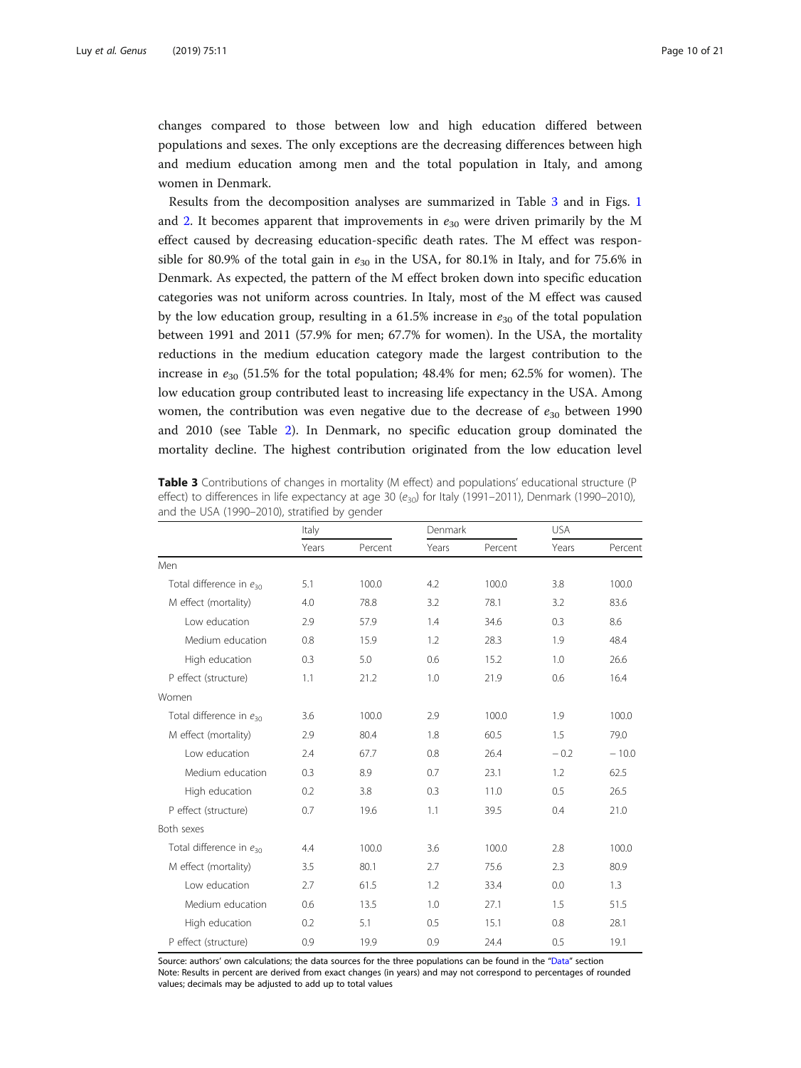changes compared to those between low and high education differed between populations and sexes. The only exceptions are the decreasing differences between high and medium education among men and the total population in Italy, and among women in Denmark.

Results from the decomposition analyses are summarized in Table 3 and in Figs. 1 and 2. It becomes apparent that improvements in $e_{30}$ were driven primarily by the M effect caused by decreasing education-specific death rates. The M effect was responsible for 80.9% of the total gain in $e_{30}$ in the USA, for 80.1% in Italy, and for 75.6% in Denmark. As expected, the pattern of the M effect broken down into specific education categories was not uniform across countries. In Italy, most of the M effect was caused by the low education group, resulting in a 61.5% increase in $e_{30}$ of the total population between 1991 and 2011 (57.9% for men; 67.7% for women). In the USA, the mortality reductions in the medium education category made the largest contribution to the increase in $e_{30}$ (51.5% for the total population; 48.4% for men; 62.5% for women). The low education group contributed least to increasing life expectancy in the USA. Among women, the contribution was even negative due to the decrease of $e_{30}$ between 1990 and 2010 (see Table 2). In Denmark, no specific education group dominated the mortality decline. The highest contribution originated from the low education level

**Table 3** Contributions of changes in mortality (M effect) and populations' educational structure (P effect) to differences in life expectancy at age 30 ($e_{30}$) for Italy (1991–2011), Denmark (1990–2010), and the USA (1990–2010), stratified by gender

| | Italy | | Denmark | | USA | |
|---|---|---|---|---|---|---|
| | Years | Percent | Years | Percent | Years | Percent |
| **Men** | | | | | | |
| Total difference in $e_{30}$ | 5.1 | 100.0 | 4.2 | 100.0 | 3.8 | 100.0 |
| M effect (mortality) | 4.0 | 78.8 | 3.2 | 78.1 | 3.2 | 83.6 |
| Low education | 2.9 | 57.9 | 1.4 | 34.6 | 0.3 | 8.6 |
| Medium education | 0.8 | 15.9 | 1.2 | 28.3 | 1.9 | 48.4 |
| High education | 0.3 | 5.0 | 0.6 | 15.2 | 1.0 | 26.6 |
| P effect (structure) | 1.1 | 21.2 | 1.0 | 21.9 | 0.6 | 16.4 |
| **Women** | | | | | | |
| Total difference in $e_{30}$ | 3.6 | 100.0 | 2.9 | 100.0 | 1.9 | 100.0 |
| M effect (mortality) | 2.9 | 80.4 | 1.8 | 60.5 | 1.5 | 79.0 |
| Low education | 2.4 | 67.7 | 0.8 | 26.4 | −0.2 | −10.0 |
| Medium education | 0.3 | 8.9 | 0.7 | 23.1 | 1.2 | 62.5 |
| High education | 0.2 | 3.8 | 0.3 | 11.0 | 0.5 | 26.5 |
| P effect (structure) | 0.7 | 19.6 | 1.1 | 39.5 | 0.4 | 21.0 |
| **Both sexes** | | | | | | |
| Total difference in $e_{30}$ | 4.4 | 100.0 | 3.6 | 100.0 | 2.8 | 100.0 |
| M effect (mortality) | 3.5 | 80.1 | 2.7 | 75.6 | 2.3 | 80.9 |
| Low education | 2.7 | 61.5 | 1.2 | 33.4 | 0.0 | 1.3 |
| Medium education | 0.6 | 13.5 | 1.0 | 27.1 | 1.5 | 51.5 |
| High education | 0.2 | 5.1 | 0.5 | 15.1 | 0.8 | 28.1 |
| P effect (structure) | 0.9 | 19.9 | 0.9 | 24.4 | 0.5 | 19.1 |

Source: authors' own calculations; the data sources for the three populations can be found in the "Data" section
Note: Results in percent are derived from exact changes (in years) and may not correspond to percentages of rounded values; decimals may be adjusted to add up to total values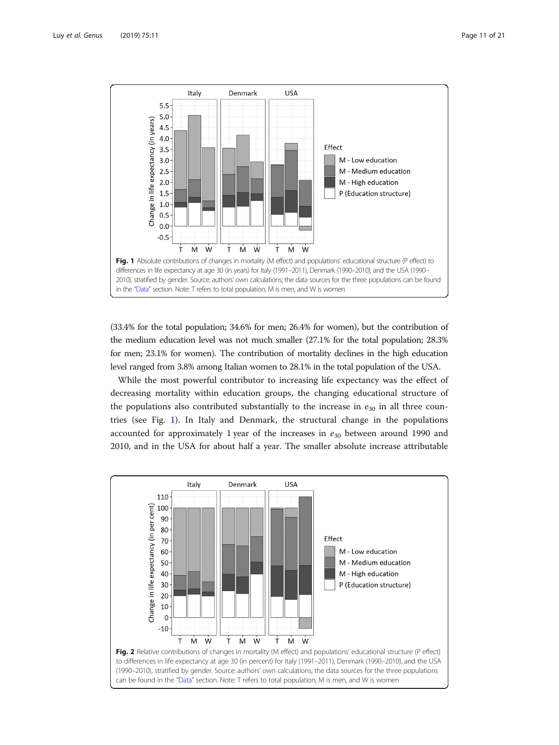**Fig. 1** Absolute contributions of changes in mortality (M effect) and populations' educational structure (P effect) to differences in life expectancy at age 30 (in years) for Italy (1991–2011), Denmark (1990–2010), and the USA (1990–2010), stratified by gender. Source: authors' own calculations; the data sources for the three populations can be found in the "Data" section. Note: T refers to total population, M is men, and W is women

(33.4% for the total population; 34.6% for men; 26.4% for women), but the contribution of the medium education level was not much smaller (27.1% for the total population; 28.3% for men; 23.1% for women). The contribution of mortality declines in the high education level ranged from 3.8% among Italian women to 28.1% in the total population of the USA.

While the most powerful contributor to increasing life expectancy was the effect of decreasing mortality within education groups, the changing educational structure of the populations also contributed substantially to the increase in $e_{30}$ in all three countries (see Fig. 1). In Italy and Denmark, the structural change in the populations accounted for approximately 1 year of the increases in $e_{30}$ between around 1990 and 2010, and in the USA for about half a year. The smaller absolute increase attributable

**Fig. 2** Relative contributions of changes in mortality (M effect) and populations' educational structure (P effect) to differences in life expectancy at age 30 (in percent) for Italy (1991–2011), Denmark (1990–2010), and the USA (1990–2010), stratified by gender. Source: authors' own calculations; the data sources for the three populations can be found in the "Data" section. Note: T refers to total population, M is men, and W is women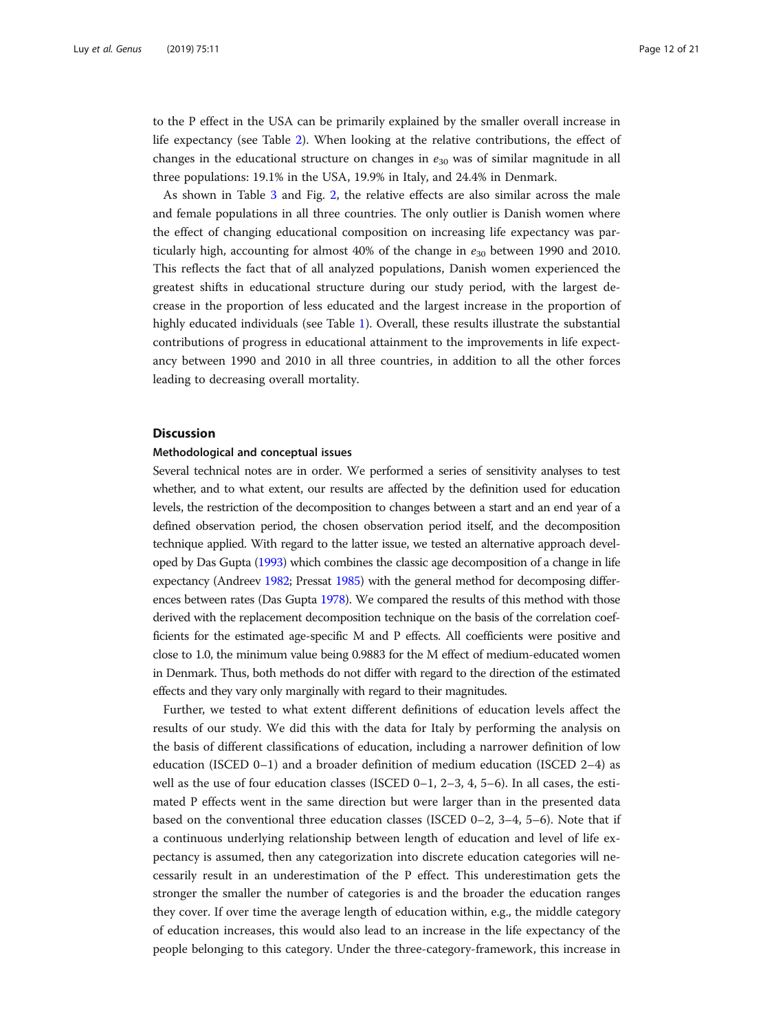to the P effect in the USA can be primarily explained by the smaller overall increase in life expectancy (see Table 2). When looking at the relative contributions, the effect of changes in the educational structure on changes in $e_{30}$ was of similar magnitude in all three populations: 19.1% in the USA, 19.9% in Italy, and 24.4% in Denmark.

As shown in Table 3 and Fig. 2, the relative effects are also similar across the male and female populations in all three countries. The only outlier is Danish women where the effect of changing educational composition on increasing life expectancy was particularly high, accounting for almost 40% of the change in $e_{30}$ between 1990 and 2010. This reflects the fact that of all analyzed populations, Danish women experienced the greatest shifts in educational structure during our study period, with the largest decrease in the proportion of less educated and the largest increase in the proportion of highly educated individuals (see Table 1). Overall, these results illustrate the substantial contributions of progress in educational attainment to the improvements in life expectancy between 1990 and 2010 in all three countries, in addition to all the other forces leading to decreasing overall mortality.

## Discussion

### Methodological and conceptual issues

Several technical notes are in order. We performed a series of sensitivity analyses to test whether, and to what extent, our results are affected by the definition used for education levels, the restriction of the decomposition to changes between a start and an end year of a defined observation period, the chosen observation period itself, and the decomposition technique applied. With regard to the latter issue, we tested an alternative approach developed by Das Gupta (1993) which combines the classic age decomposition of a change in life expectancy (Andreev 1982; Pressat 1985) with the general method for decomposing differences between rates (Das Gupta 1978). We compared the results of this method with those derived with the replacement decomposition technique on the basis of the correlation coefficients for the estimated age-specific M and P effects. All coefficients were positive and close to 1.0, the minimum value being 0.9883 for the M effect of medium-educated women in Denmark. Thus, both methods do not differ with regard to the direction of the estimated effects and they vary only marginally with regard to their magnitudes.

Further, we tested to what extent different definitions of education levels affect the results of our study. We did this with the data for Italy by performing the analysis on the basis of different classifications of education, including a narrower definition of low education (ISCED 0–1) and a broader definition of medium education (ISCED 2–4) as well as the use of four education classes (ISCED 0–1, 2–3, 4, 5–6). In all cases, the estimated P effects went in the same direction but were larger than in the presented data based on the conventional three education classes (ISCED 0–2, 3–4, 5–6). Note that if a continuous underlying relationship between length of education and level of life expectancy is assumed, then any categorization into discrete education categories will necessarily result in an underestimation of the P effect. This underestimation gets the stronger the smaller the number of categories is and the broader the education ranges they cover. If over time the average length of education within, e.g., the middle category of education increases, this would also lead to an increase in the life expectancy of the people belonging to this category. Under the three-category-framework, this increase in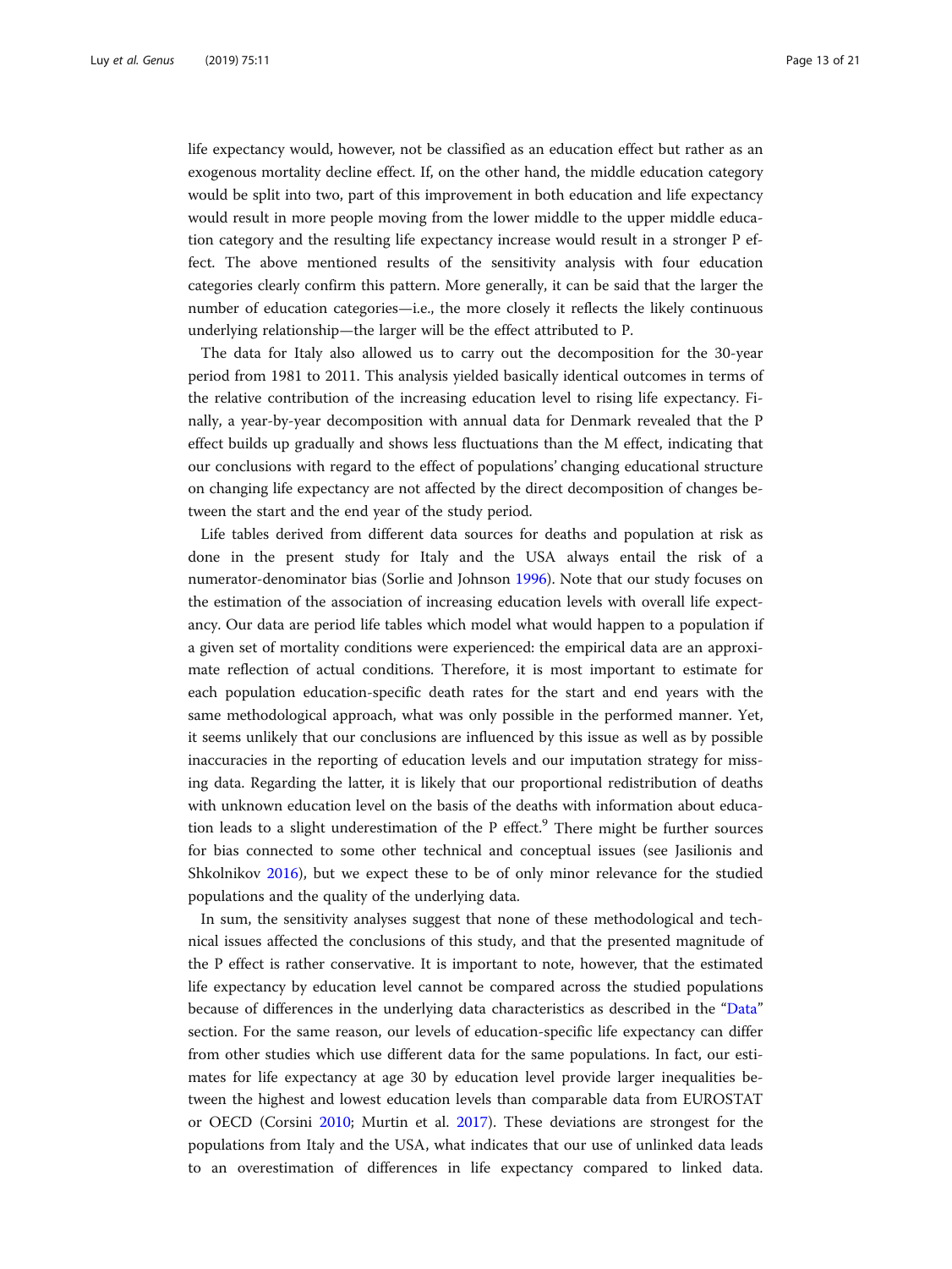life expectancy would, however, not be classified as an education effect but rather as an exogenous mortality decline effect. If, on the other hand, the middle education category would be split into two, part of this improvement in both education and life expectancy would result in more people moving from the lower middle to the upper middle education category and the resulting life expectancy increase would result in a stronger P effect. The above mentioned results of the sensitivity analysis with four education categories clearly confirm this pattern. More generally, it can be said that the larger the number of education categories—i.e., the more closely it reflects the likely continuous underlying relationship—the larger will be the effect attributed to P.

The data for Italy also allowed us to carry out the decomposition for the 30-year period from 1981 to 2011. This analysis yielded basically identical outcomes in terms of the relative contribution of the increasing education level to rising life expectancy. Finally, a year-by-year decomposition with annual data for Denmark revealed that the P effect builds up gradually and shows less fluctuations than the M effect, indicating that our conclusions with regard to the effect of populations' changing educational structure on changing life expectancy are not affected by the direct decomposition of changes between the start and the end year of the study period.

Life tables derived from different data sources for deaths and population at risk as done in the present study for Italy and the USA always entail the risk of a numerator-denominator bias (Sorlie and Johnson 1996). Note that our study focuses on the estimation of the association of increasing education levels with overall life expectancy. Our data are period life tables which model what would happen to a population if a given set of mortality conditions were experienced: the empirical data are an approximate reflection of actual conditions. Therefore, it is most important to estimate for each population education-specific death rates for the start and end years with the same methodological approach, what was only possible in the performed manner. Yet, it seems unlikely that our conclusions are influenced by this issue as well as by possible inaccuracies in the reporting of education levels and our imputation strategy for missing data. Regarding the latter, it is likely that our proportional redistribution of deaths with unknown education level on the basis of the deaths with information about education leads to a slight underestimation of the P effect.[9] There might be further sources for bias connected to some other technical and conceptual issues (see Jasilionis and Shkolnikov 2016), but we expect these to be of only minor relevance for the studied populations and the quality of the underlying data.

In sum, the sensitivity analyses suggest that none of these methodological and technical issues affected the conclusions of this study, and that the presented magnitude of the P effect is rather conservative. It is important to note, however, that the estimated life expectancy by education level cannot be compared across the studied populations because of differences in the underlying data characteristics as described in the "Data" section. For the same reason, our levels of education-specific life expectancy can differ from other studies which use different data for the same populations. In fact, our estimates for life expectancy at age 30 by education level provide larger inequalities between the highest and lowest education levels than comparable data from EUROSTAT or OECD (Corsini 2010; Murtin et al. 2017). These deviations are strongest for the populations from Italy and the USA, what indicates that our use of unlinked data leads to an overestimation of differences in life expectancy compared to linked data.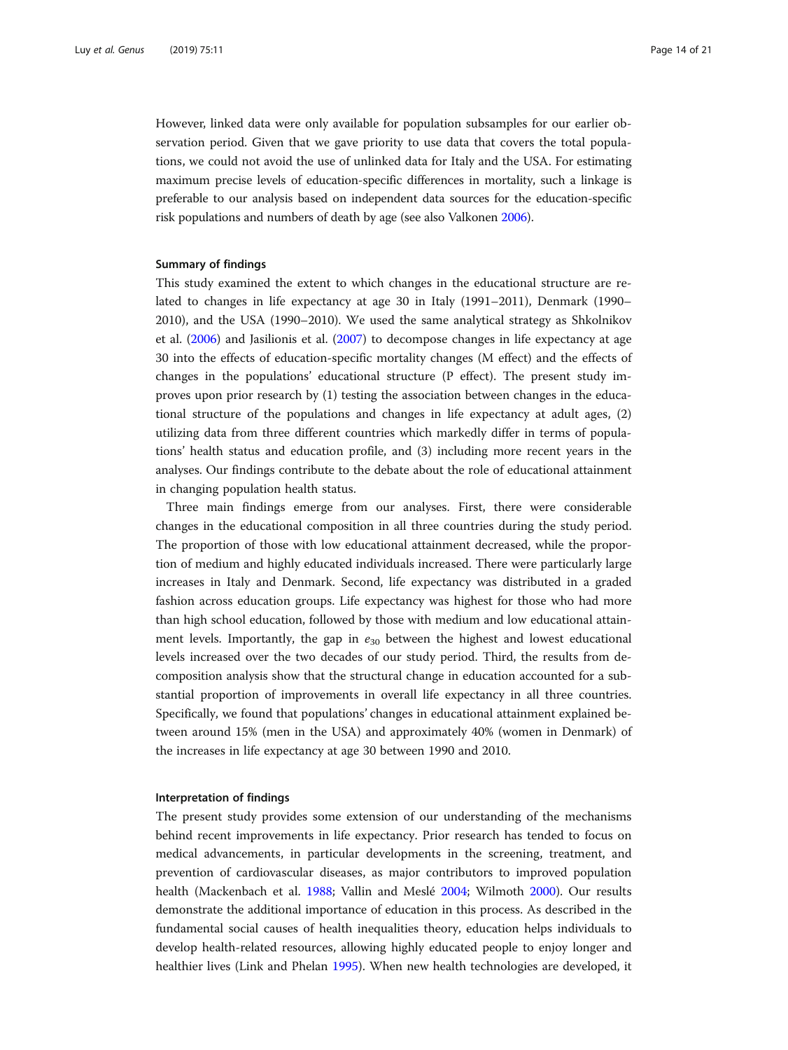However, linked data were only available for population subsamples for our earlier observation period. Given that we gave priority to use data that covers the total populations, we could not avoid the use of unlinked data for Italy and the USA. For estimating maximum precise levels of education-specific differences in mortality, such a linkage is preferable to our analysis based on independent data sources for the education-specific risk populations and numbers of death by age (see also Valkonen 2006).

#### Summary of findings

This study examined the extent to which changes in the educational structure are related to changes in life expectancy at age 30 in Italy (1991–2011), Denmark (1990–2010), and the USA (1990–2010). We used the same analytical strategy as Shkolnikov et al. (2006) and Jasilionis et al. (2007) to decompose changes in life expectancy at age 30 into the effects of education-specific mortality changes (M effect) and the effects of changes in the populations' educational structure (P effect). The present study improves upon prior research by (1) testing the association between changes in the educational structure of the populations and changes in life expectancy at adult ages, (2) utilizing data from three different countries which markedly differ in terms of populations' health status and education profile, and (3) including more recent years in the analyses. Our findings contribute to the debate about the role of educational attainment in changing population health status.

Three main findings emerge from our analyses. First, there were considerable changes in the educational composition in all three countries during the study period. The proportion of those with low educational attainment decreased, while the proportion of medium and highly educated individuals increased. There were particularly large increases in Italy and Denmark. Second, life expectancy was distributed in a graded fashion across education groups. Life expectancy was highest for those who had more than high school education, followed by those with medium and low educational attainment levels. Importantly, the gap in $e_{30}$ between the highest and lowest educational levels increased over the two decades of our study period. Third, the results from decomposition analysis show that the structural change in education accounted for a substantial proportion of improvements in overall life expectancy in all three countries. Specifically, we found that populations' changes in educational attainment explained between around 15% (men in the USA) and approximately 40% (women in Denmark) of the increases in life expectancy at age 30 between 1990 and 2010.

#### Interpretation of findings

The present study provides some extension of our understanding of the mechanisms behind recent improvements in life expectancy. Prior research has tended to focus on medical advancements, in particular developments in the screening, treatment, and prevention of cardiovascular diseases, as major contributors to improved population health (Mackenbach et al. 1988; Vallin and Meslé 2004; Wilmoth 2000). Our results demonstrate the additional importance of education in this process. As described in the fundamental social causes of health inequalities theory, education helps individuals to develop health-related resources, allowing highly educated people to enjoy longer and healthier lives (Link and Phelan 1995). When new health technologies are developed, it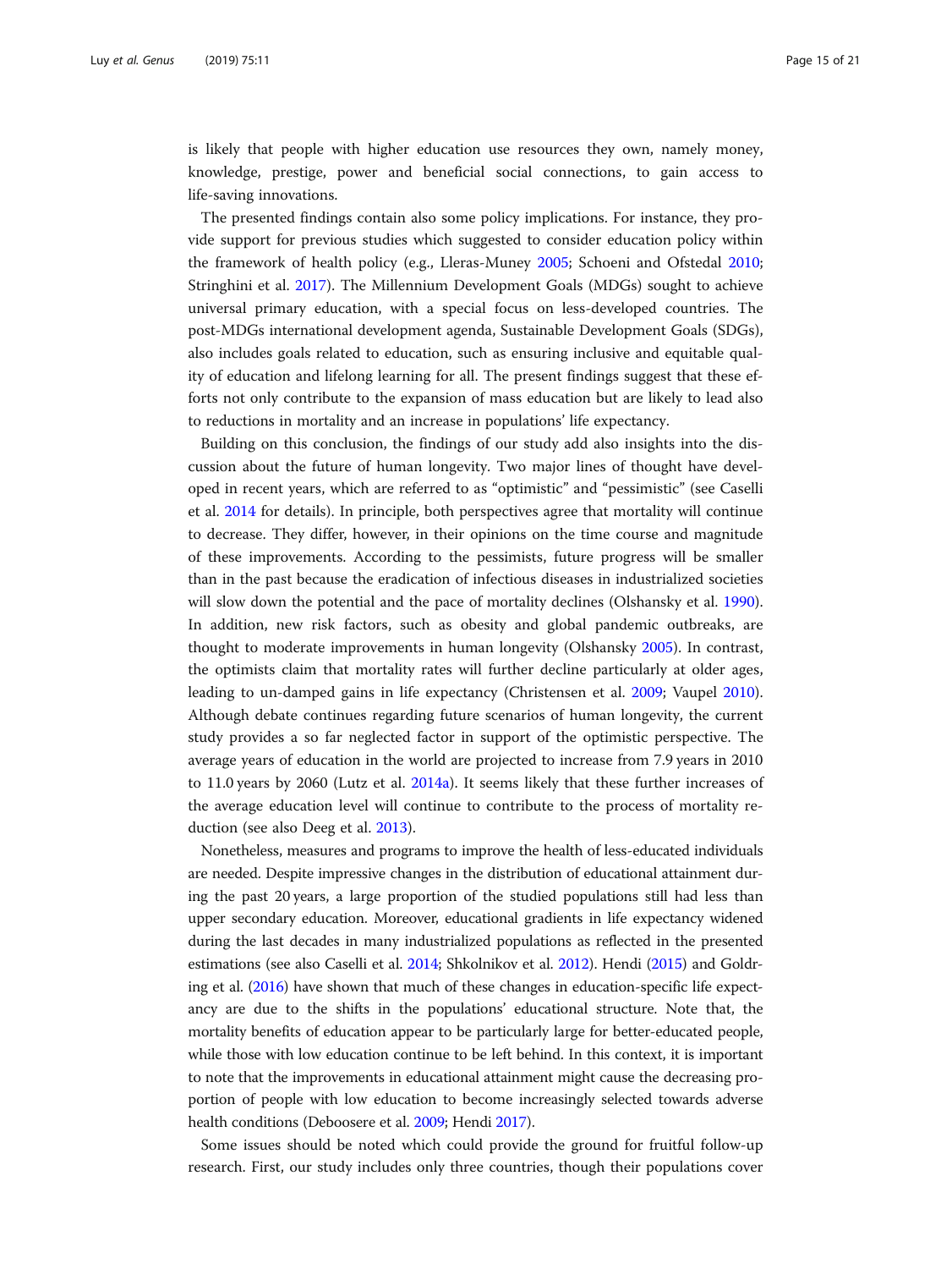is likely that people with higher education use resources they own, namely money, knowledge, prestige, power and beneficial social connections, to gain access to life-saving innovations.

The presented findings contain also some policy implications. For instance, they provide support for previous studies which suggested to consider education policy within the framework of health policy (e.g., Lleras-Muney 2005; Schoeni and Ofstedal 2010; Stringhini et al. 2017). The Millennium Development Goals (MDGs) sought to achieve universal primary education, with a special focus on less-developed countries. The post-MDGs international development agenda, Sustainable Development Goals (SDGs), also includes goals related to education, such as ensuring inclusive and equitable quality of education and lifelong learning for all. The present findings suggest that these efforts not only contribute to the expansion of mass education but are likely to lead also to reductions in mortality and an increase in populations' life expectancy.

Building on this conclusion, the findings of our study add also insights into the discussion about the future of human longevity. Two major lines of thought have developed in recent years, which are referred to as "optimistic" and "pessimistic" (see Caselli et al. 2014 for details). In principle, both perspectives agree that mortality will continue to decrease. They differ, however, in their opinions on the time course and magnitude of these improvements. According to the pessimists, future progress will be smaller than in the past because the eradication of infectious diseases in industrialized societies will slow down the potential and the pace of mortality declines (Olshansky et al. 1990). In addition, new risk factors, such as obesity and global pandemic outbreaks, are thought to moderate improvements in human longevity (Olshansky 2005). In contrast, the optimists claim that mortality rates will further decline particularly at older ages, leading to un-damped gains in life expectancy (Christensen et al. 2009; Vaupel 2010). Although debate continues regarding future scenarios of human longevity, the current study provides a so far neglected factor in support of the optimistic perspective. The average years of education in the world are projected to increase from 7.9 years in 2010 to 11.0 years by 2060 (Lutz et al. 2014a). It seems likely that these further increases of the average education level will continue to contribute to the process of mortality reduction (see also Deeg et al. 2013).

Nonetheless, measures and programs to improve the health of less-educated individuals are needed. Despite impressive changes in the distribution of educational attainment during the past 20 years, a large proportion of the studied populations still had less than upper secondary education. Moreover, educational gradients in life expectancy widened during the last decades in many industrialized populations as reflected in the presented estimations (see also Caselli et al. 2014; Shkolnikov et al. 2012). Hendi (2015) and Goldring et al. (2016) have shown that much of these changes in education-specific life expectancy are due to the shifts in the populations' educational structure. Note that, the mortality benefits of education appear to be particularly large for better-educated people, while those with low education continue to be left behind. In this context, it is important to note that the improvements in educational attainment might cause the decreasing proportion of people with low education to become increasingly selected towards adverse health conditions (Deboosere et al. 2009; Hendi 2017).

Some issues should be noted which could provide the ground for fruitful follow-up research. First, our study includes only three countries, though their populations cover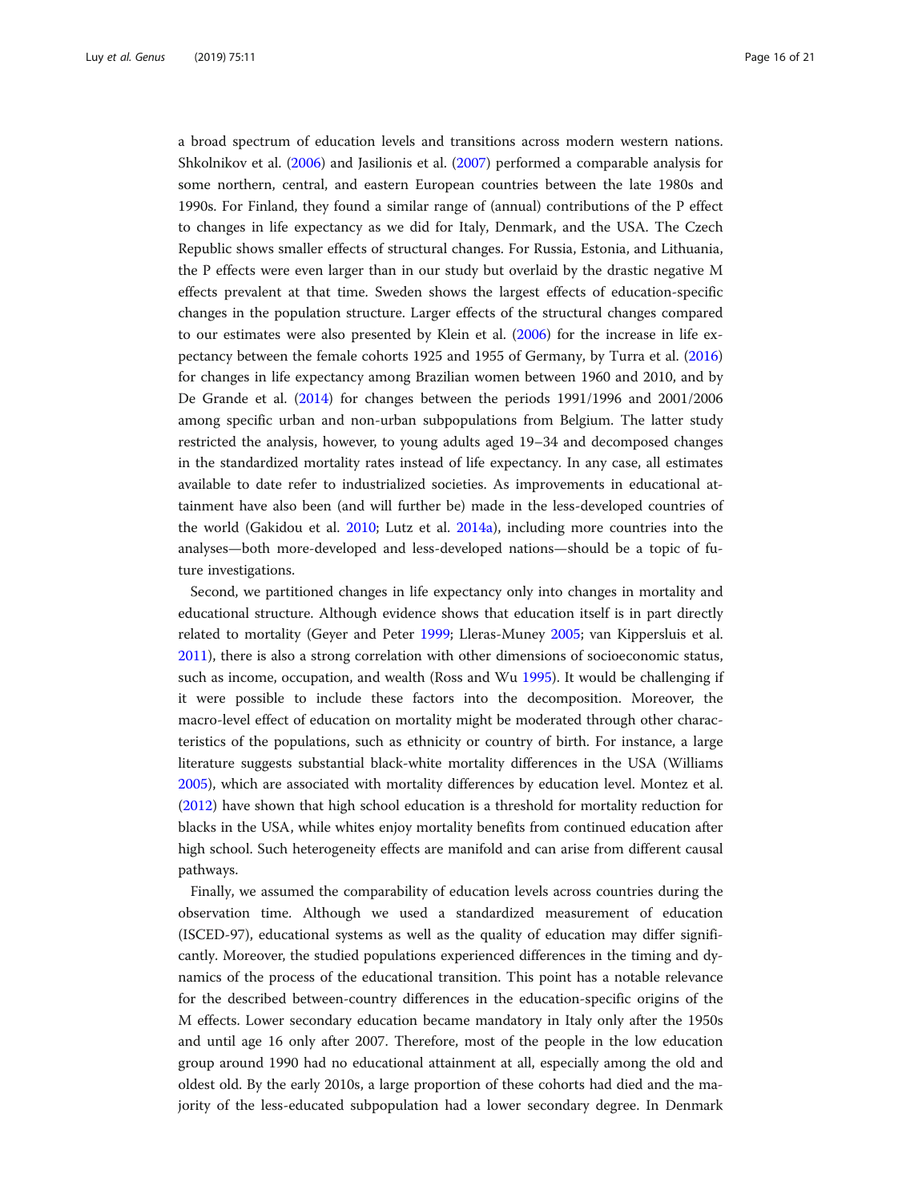a broad spectrum of education levels and transitions across modern western nations. Shkolnikov et al. (2006) and Jasilionis et al. (2007) performed a comparable analysis for some northern, central, and eastern European countries between the late 1980s and 1990s. For Finland, they found a similar range of (annual) contributions of the P effect to changes in life expectancy as we did for Italy, Denmark, and the USA. The Czech Republic shows smaller effects of structural changes. For Russia, Estonia, and Lithuania, the P effects were even larger than in our study but overlaid by the drastic negative M effects prevalent at that time. Sweden shows the largest effects of education-specific changes in the population structure. Larger effects of the structural changes compared to our estimates were also presented by Klein et al. (2006) for the increase in life expectancy between the female cohorts 1925 and 1955 of Germany, by Turra et al. (2016) for changes in life expectancy among Brazilian women between 1960 and 2010, and by De Grande et al. (2014) for changes between the periods 1991/1996 and 2001/2006 among specific urban and non-urban subpopulations from Belgium. The latter study restricted the analysis, however, to young adults aged 19–34 and decomposed changes in the standardized mortality rates instead of life expectancy. In any case, all estimates available to date refer to industrialized societies. As improvements in educational attainment have also been (and will further be) made in the less-developed countries of the world (Gakidou et al. 2010; Lutz et al. 2014a), including more countries into the analyses—both more-developed and less-developed nations—should be a topic of future investigations.

Second, we partitioned changes in life expectancy only into changes in mortality and educational structure. Although evidence shows that education itself is in part directly related to mortality (Geyer and Peter 1999; Lleras-Muney 2005; van Kippersluis et al. 2011), there is also a strong correlation with other dimensions of socioeconomic status, such as income, occupation, and wealth (Ross and Wu 1995). It would be challenging if it were possible to include these factors into the decomposition. Moreover, the macro-level effect of education on mortality might be moderated through other characteristics of the populations, such as ethnicity or country of birth. For instance, a large literature suggests substantial black-white mortality differences in the USA (Williams 2005), which are associated with mortality differences by education level. Montez et al. (2012) have shown that high school education is a threshold for mortality reduction for blacks in the USA, while whites enjoy mortality benefits from continued education after high school. Such heterogeneity effects are manifold and can arise from different causal pathways.

Finally, we assumed the comparability of education levels across countries during the observation time. Although we used a standardized measurement of education (ISCED-97), educational systems as well as the quality of education may differ significantly. Moreover, the studied populations experienced differences in the timing and dynamics of the process of the educational transition. This point has a notable relevance for the described between-country differences in the education-specific origins of the M effects. Lower secondary education became mandatory in Italy only after the 1950s and until age 16 only after 2007. Therefore, most of the people in the low education group around 1990 had no educational attainment at all, especially among the old and oldest old. By the early 2010s, a large proportion of these cohorts had died and the majority of the less-educated subpopulation had a lower secondary degree. In Denmark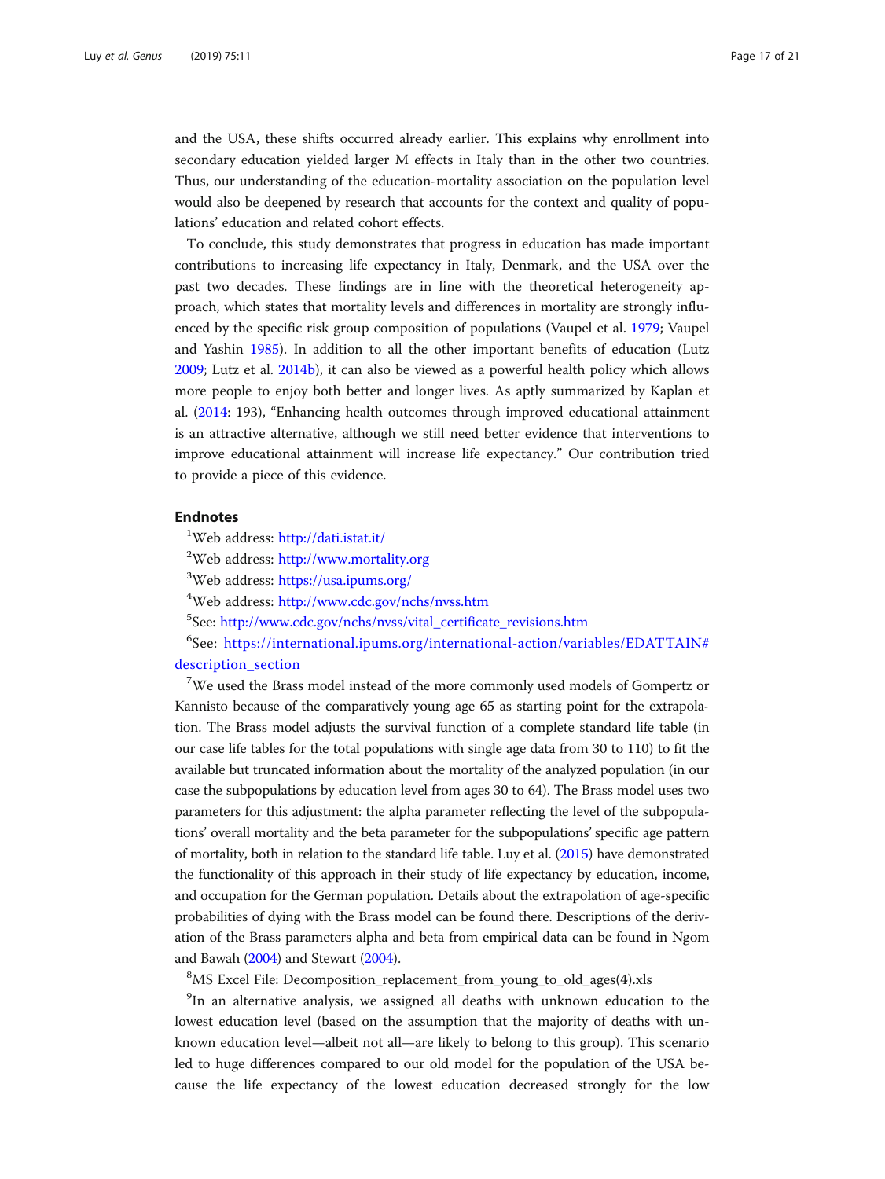and the USA, these shifts occurred already earlier. This explains why enrollment into secondary education yielded larger M effects in Italy than in the other two countries. Thus, our understanding of the education-mortality association on the population level would also be deepened by research that accounts for the context and quality of populations' education and related cohort effects.

To conclude, this study demonstrates that progress in education has made important contributions to increasing life expectancy in Italy, Denmark, and the USA over the past two decades. These findings are in line with the theoretical heterogeneity approach, which states that mortality levels and differences in mortality are strongly influenced by the specific risk group composition of populations (Vaupel et al. 1979; Vaupel and Yashin 1985). In addition to all the other important benefits of education (Lutz 2009; Lutz et al. 2014b), it can also be viewed as a powerful health policy which allows more people to enjoy both better and longer lives. As aptly summarized by Kaplan et al. (2014: 193), "Enhancing health outcomes through improved educational attainment is an attractive alternative, although we still need better evidence that interventions to improve educational attainment will increase life expectancy." Our contribution tried to provide a piece of this evidence.

## Endnotes

[1]Web address: http://dati.istat.it/

[2]Web address: http://www.mortality.org

[3]Web address: https://usa.ipums.org/

[4]Web address: http://www.cdc.gov/nchs/nvss.htm

[5]See: http://www.cdc.gov/nchs/nvss/vital_certificate_revisions.htm

[6]See: https://international.ipums.org/international-action/variables/EDATTAIN#description_section

[7]We used the Brass model instead of the more commonly used models of Gompertz or Kannisto because of the comparatively young age 65 as starting point for the extrapolation. The Brass model adjusts the survival function of a complete standard life table (in our case life tables for the total populations with single age data from 30 to 110) to fit the available but truncated information about the mortality of the analyzed population (in our case the subpopulations by education level from ages 30 to 64). The Brass model uses two parameters for this adjustment: the alpha parameter reflecting the level of the subpopulations' overall mortality and the beta parameter for the subpopulations' specific age pattern of mortality, both in relation to the standard life table. Luy et al. (2015) have demonstrated the functionality of this approach in their study of life expectancy by education, income, and occupation for the German population. Details about the extrapolation of age-specific probabilities of dying with the Brass model can be found there. Descriptions of the derivation of the Brass parameters alpha and beta from empirical data can be found in Ngom and Bawah (2004) and Stewart (2004).

[8]MS Excel File: Decomposition_replacement_from_young_to_old_ages(4).xls

[9]In an alternative analysis, we assigned all deaths with unknown education to the lowest education level (based on the assumption that the majority of deaths with unknown education level—albeit not all—are likely to belong to this group). This scenario led to huge differences compared to our old model for the population of the USA because the life expectancy of the lowest education decreased strongly for the low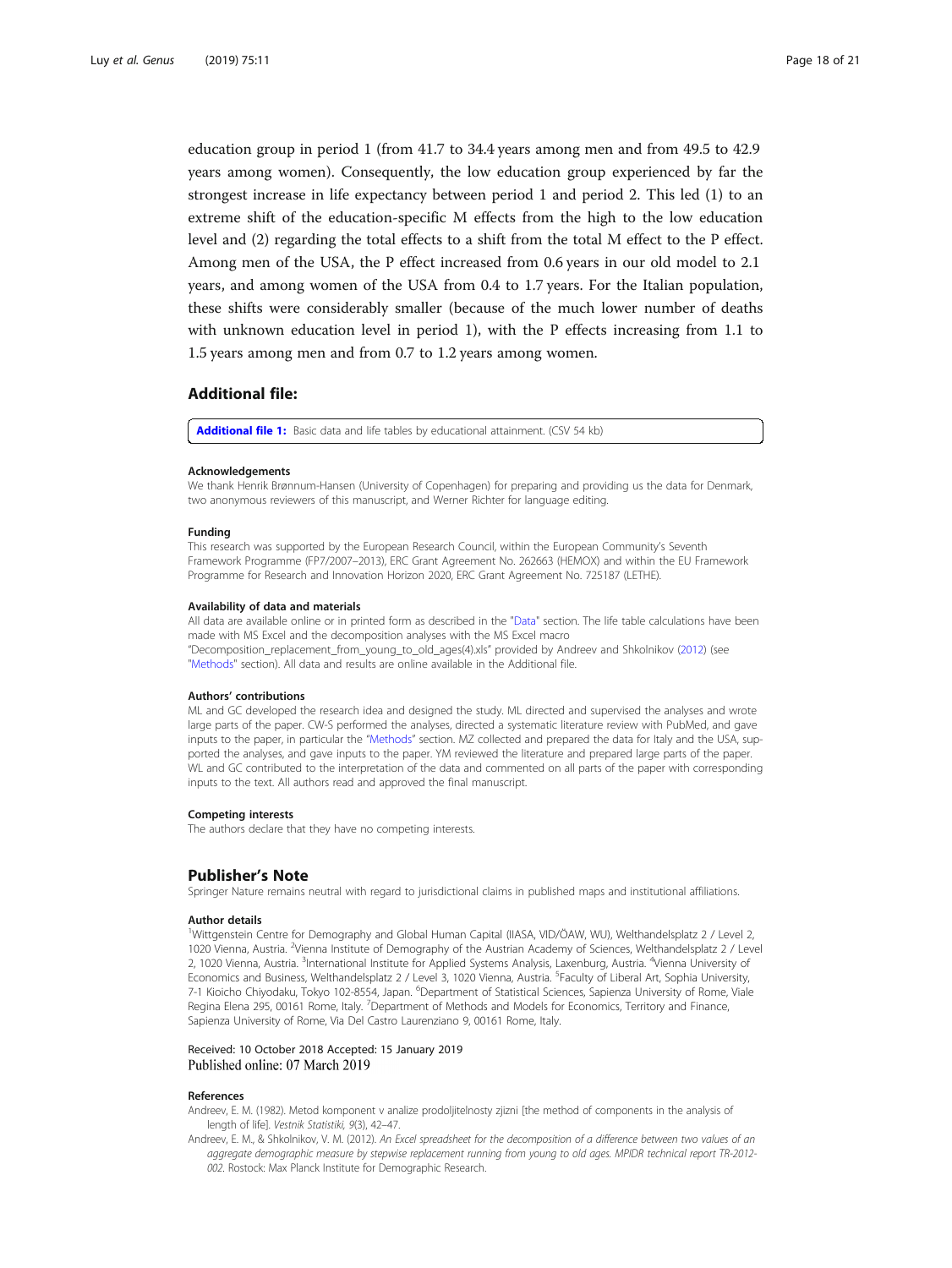education group in period 1 (from 41.7 to 34.4 years among men and from 49.5 to 42.9 years among women). Consequently, the low education group experienced by far the strongest increase in life expectancy between period 1 and period 2. This led (1) to an extreme shift of the education-specific M effects from the high to the low education level and (2) regarding the total effects to a shift from the total M effect to the P effect. Among men of the USA, the P effect increased from 0.6 years in our old model to 2.1 years, and among women of the USA from 0.4 to 1.7 years. For the Italian population, these shifts were considerably smaller (because of the much lower number of deaths with unknown education level in period 1), with the P effects increasing from 1.1 to 1.5 years among men and from 0.7 to 1.2 years among women.

## Additional file:

**Additional file 1:** Basic data and life tables by educational attainment. (CSV 54 kb)

#### Acknowledgements

We thank Henrik Brønnum-Hansen (University of Copenhagen) for preparing and providing us the data for Denmark, two anonymous reviewers of this manuscript, and Werner Richter for language editing.

#### Funding

This research was supported by the European Research Council, within the European Community's Seventh Framework Programme (FP7/2007–2013), ERC Grant Agreement No. 262663 (HEMOX) and within the EU Framework Programme for Research and Innovation Horizon 2020, ERC Grant Agreement No. 725187 (LETHE).

#### Availability of data and materials

All data are available online or in printed form as described in the "Data" section. The life table calculations have been made with MS Excel and the decomposition analyses with the MS Excel macro "Decomposition_replacement_from_young_to_old_ages(4).xls" provided by Andreev and Shkolnikov (2012) (see "Methods" section). All data and results are online available in the Additional file.

#### Authors' contributions

ML and GC developed the research idea and designed the study. ML directed and supervised the analyses and wrote large parts of the paper. CW-S performed the analyses, directed a systematic literature review with PubMed, and gave inputs to the paper, in particular the "Methods" section. MZ collected and prepared the data for Italy and the USA, supported the analyses, and gave inputs to the paper. YM reviewed the literature and prepared large parts of the paper. WL and GC contributed to the interpretation of the data and commented on all parts of the paper with corresponding inputs to the text. All authors read and approved the final manuscript.

#### Competing interests

The authors declare that they have no competing interests.

## Publisher's Note

Springer Nature remains neutral with regard to jurisdictional claims in published maps and institutional affiliations.

#### Author details

[1]Wittgenstein Centre for Demography and Global Human Capital (IIASA, VID/ÖAW, WU), Welthandelsplatz 2 / Level 2, 1020 Vienna, Austria. [2]Vienna Institute of Demography of the Austrian Academy of Sciences, Welthandelsplatz 2 / Level 2, 1020 Vienna, Austria. [3]International Institute for Applied Systems Analysis, Laxenburg, Austria. [4]Vienna University of Economics and Business, Welthandelsplatz 2 / Level 3, 1020 Vienna, Austria. [5]Faculty of Liberal Art, Sophia University, 7-1 Kioicho Chiyodaku, Tokyo 102-8554, Japan. [6]Department of Statistical Sciences, Sapienza University of Rome, Viale Regina Elena 295, 00161 Rome, Italy. [7]Department of Methods and Models for Economics, Territory and Finance, Sapienza University of Rome, Via Del Castro Laurenziano 9, 00161 Rome, Italy.

Received: 10 October 2018 Accepted: 15 January 2019
Published online: 07 March 2019

#### References

Andreev, E. M. (1982). Metod komponent v analize prodoljitelnosty zjizni [the method of components in the analysis of length of life]. *Vestnik Statistiki, 9*(3), 42–47.

Andreev, E. M., & Shkolnikov, V. M. (2012). *An Excel spreadsheet for the decomposition of a difference between two values of an aggregate demographic measure by stepwise replacement running from young to old ages. MPIDR technical report TR-2012-002*. Rostock: Max Planck Institute for Demographic Research.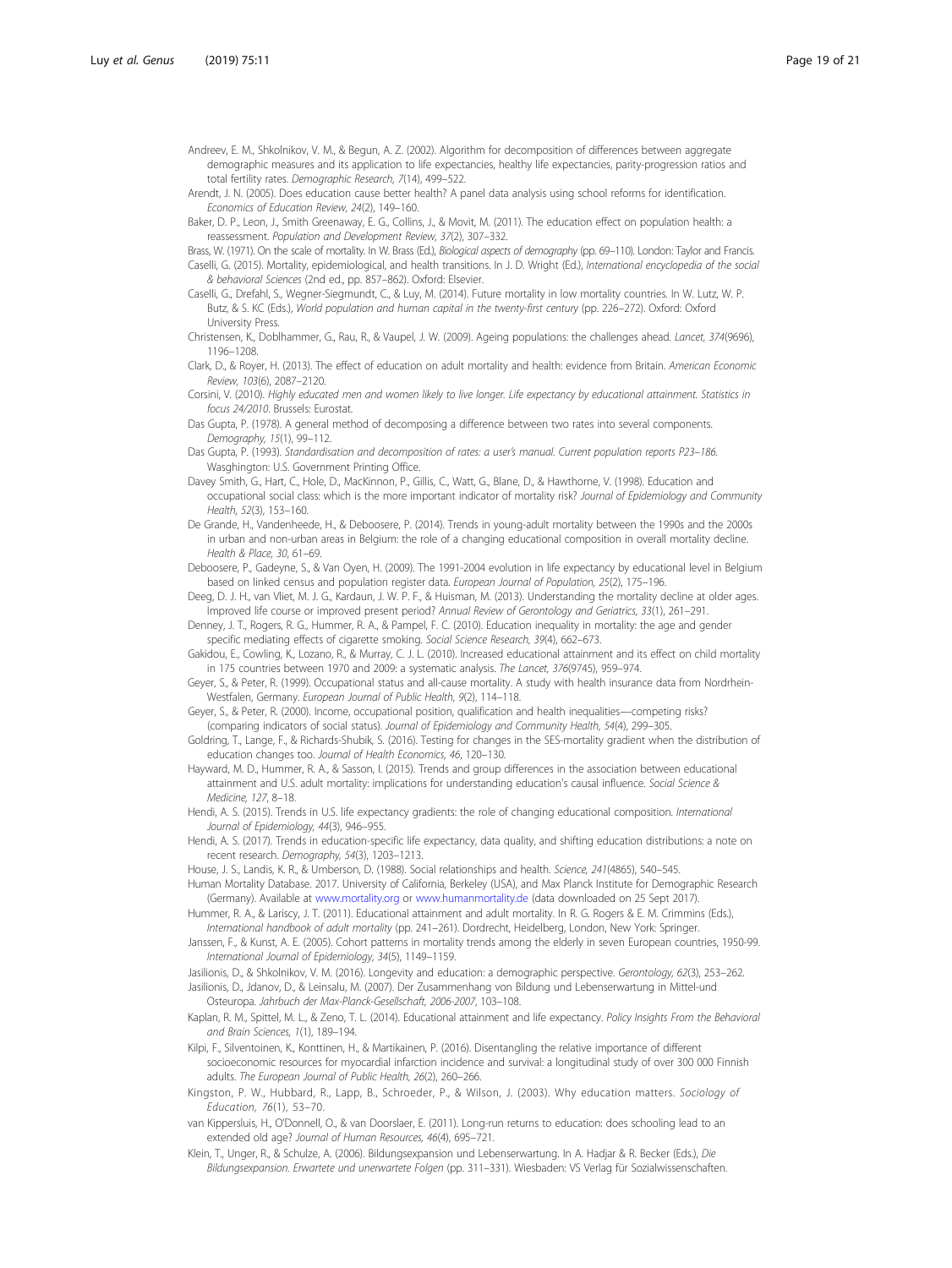Andreev, E. M., Shkolnikov, V. M., & Begun, A. Z. (2002). Algorithm for decomposition of differences between aggregate demographic measures and its application to life expectancies, healthy life expectancies, parity-progression ratios and total fertility rates. *Demographic Research, 7*(14), 499–522.

Arendt, J. N. (2005). Does education cause better health? A panel data analysis using school reforms for identification. *Economics of Education Review, 24*(2), 149–160.

Baker, D. P., Leon, J., Smith Greenaway, E. G., Collins, J., & Movit, M. (2011). The education effect on population health: a reassessment. *Population and Development Review, 37*(2), 307–332.

Brass, W. (1971). On the scale of mortality. In W. Brass (Ed.), *Biological aspects of demography* (pp. 69–110). London: Taylor and Francis.

Caselli, G. (2015). Mortality, epidemiological, and health transitions. In J. D. Wright (Ed.), *International encyclopedia of the social & behavioral Sciences* (2nd ed., pp. 857–862). Oxford: Elsevier.

Caselli, G., Drefahl, S., Wegner-Siegmundt, C., & Luy, M. (2014). Future mortality in low mortality countries. In W. Lutz, W. P. Butz, & S. KC (Eds.), *World population and human capital in the twenty-first century* (pp. 226–272). Oxford: Oxford University Press.

Christensen, K., Doblhammer, G., Rau, R., & Vaupel, J. W. (2009). Ageing populations: the challenges ahead. *Lancet, 374*(9696), 1196–1208.

Clark, D., & Royer, H. (2013). The effect of education on adult mortality and health: evidence from Britain. *American Economic Review, 103*(6), 2087–2120.

Corsini, V. (2010). *Highly educated men and women likely to live longer. Life expectancy by educational attainment. Statistics in focus 24/2010*. Brussels: Eurostat.

Das Gupta, P. (1978). A general method of decomposing a difference between two rates into several components. *Demography, 15*(1), 99–112.

Das Gupta, P. (1993). *Standardisation and decomposition of rates: a user's manual. Current population reports P23–186*. Wasghington: U.S. Government Printing Office.

Davey Smith, G., Hart, C., Hole, D., MacKinnon, P., Gillis, C., Watt, G., Blane, D., & Hawthorne, V. (1998). Education and occupational social class: which is the more important indicator of mortality risk? *Journal of Epidemiology and Community Health, 52*(3), 153–160.

De Grande, H., Vandenheede, H., & Deboosere, P. (2014). Trends in young-adult mortality between the 1990s and the 2000s in urban and non-urban areas in Belgium: the role of a changing educational composition in overall mortality decline. *Health & Place, 30*, 61–69.

Deboosere, P., Gadeyne, S., & Van Oyen, H. (2009). The 1991-2004 evolution in life expectancy by educational level in Belgium based on linked census and population register data. *European Journal of Population, 25*(2), 175–196.

Deeg, D. J. H., van Vliet, M. J. G., Kardaun, J. W. P. F., & Huisman, M. (2013). Understanding the mortality decline at older ages. Improved life course or improved present period? *Annual Review of Gerontology and Geriatrics, 33*(1), 261–291.

Denney, J. T., Rogers, R. G., Hummer, R. A., & Pampel, F. C. (2010). Education inequality in mortality: the age and gender specific mediating effects of cigarette smoking. *Social Science Research, 39*(4), 662–673.

Gakidou, E., Cowling, K., Lozano, R., & Murray, C. J. L. (2010). Increased educational attainment and its effect on child mortality in 175 countries between 1970 and 2009: a systematic analysis. *The Lancet, 376*(9745), 959–974.

Geyer, S., & Peter, R. (1999). Occupational status and all-cause mortality. A study with health insurance data from Nordrhein-Westfalen, Germany. *European Journal of Public Health, 9*(2), 114–118.

Geyer, S., & Peter, R. (2000). Income, occupational position, qualification and health inequalities—competing risks? (comparing indicators of social status). *Journal of Epidemiology and Community Health, 54*(4), 299–305.

Goldring, T., Lange, F., & Richards-Shubik, S. (2016). Testing for changes in the SES-mortality gradient when the distribution of education changes too. *Journal of Health Economics, 46*, 120–130.

Hayward, M. D., Hummer, R. A., & Sasson, I. (2015). Trends and group differences in the association between educational attainment and U.S. adult mortality: implications for understanding education's causal influence. *Social Science & Medicine, 127*, 8–18.

Hendi, A. S. (2015). Trends in U.S. life expectancy gradients: the role of changing educational composition. *International Journal of Epidemiology, 44*(3), 946–955.

Hendi, A. S. (2017). Trends in education-specific life expectancy, data quality, and shifting education distributions: a note on recent research. *Demography, 54*(3), 1203–1213.

House, J. S., Landis, K. R., & Umberson, D. (1988). Social relationships and health. *Science, 241*(4865), 540–545.

Human Mortality Database. 2017. University of California, Berkeley (USA), and Max Planck Institute for Demographic Research (Germany). Available at www.mortality.org or www.humanmortality.de (data downloaded on 25 Sept 2017).

Hummer, R. A., & Lariscy, J. T. (2011). Educational attainment and adult mortality. In R. G. Rogers & E. M. Crimmins (Eds.), *International handbook of adult mortality* (pp. 241–261). Dordrecht, Heidelberg, London, New York: Springer.

Janssen, F., & Kunst, A. E. (2005). Cohort patterns in mortality trends among the elderly in seven European countries, 1950-99. *International Journal of Epidemiology, 34*(5), 1149–1159.

Jasilionis, D., & Shkolnikov, V. M. (2016). Longevity and education: a demographic perspective. *Gerontology, 62*(3), 253–262.

Jasilionis, D., Jdanov, D., & Leinsalu, M. (2007). Der Zusammenhang von Bildung und Lebenserwartung in Mittel-und Osteuropa. *Jahrbuch der Max-Planck-Gesellschaft, 2006-2007*, 103–108.

Kaplan, R. M., Spittel, M. L., & Zeno, T. L. (2014). Educational attainment and life expectancy. *Policy Insights From the Behavioral and Brain Sciences, 1*(1), 189–194.

Kilpi, F., Silventoinen, K., Konttinen, H., & Martikainen, P. (2016). Disentangling the relative importance of different socioeconomic resources for myocardial infarction incidence and survival: a longitudinal study of over 300 000 Finnish adults. *The European Journal of Public Health, 26*(2), 260–266.

Kingston, P. W., Hubbard, R., Lapp, B., Schroeder, P., & Wilson, J. (2003). Why education matters. *Sociology of Education, 76*(1), 53–70.

van Kippersluis, H., O'Donnell, O., & van Doorslaer, E. (2011). Long-run returns to education: does schooling lead to an extended old age? *Journal of Human Resources, 46*(4), 695–721.

Klein, T., Unger, R., & Schulze, A. (2006). Bildungsexpansion und Lebenserwartung. In A. Hadjar & R. Becker (Eds.), *Die Bildungsexpansion. Erwartete und unerwartete Folgen* (pp. 311–331). Wiesbaden: VS Verlag für Sozialwissenschaften.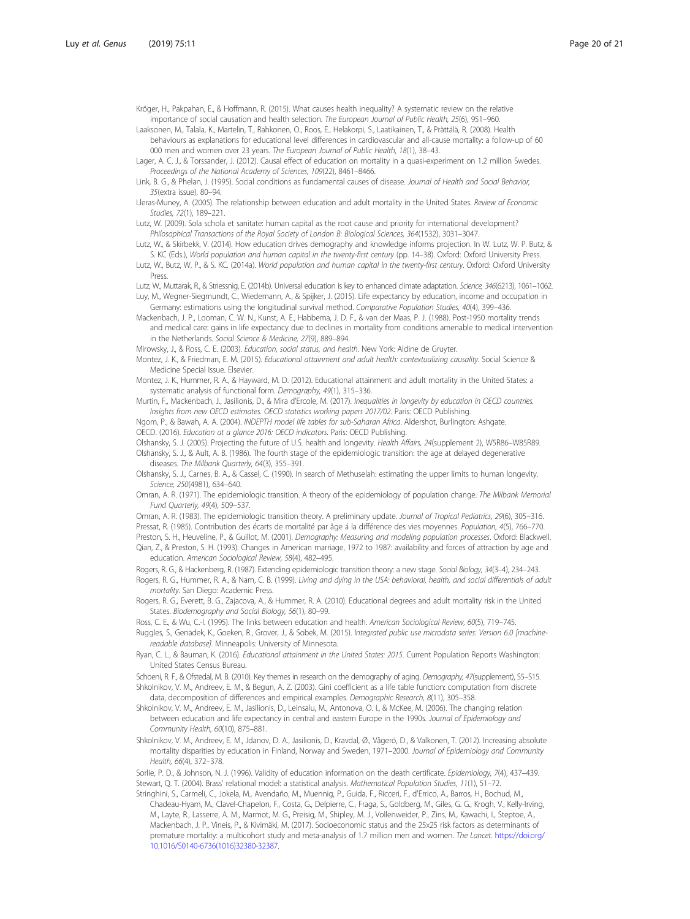Kröger, H., Pakpahan, E., & Hoffmann, R. (2015). What causes health inequality? A systematic review on the relative importance of social causation and health selection. *The European Journal of Public Health, 25*(6), 951–960.

Laaksonen, M., Talala, K., Martelin, T., Rahkonen, O., Roos, E., Helakorpi, S., Laatikainen, T., & Prättälä, R. (2008). Health behaviours as explanations for educational level differences in cardiovascular and all-cause mortality: a follow-up of 60 000 men and women over 23 years. *The European Journal of Public Health, 18*(1), 38–43.

Lager, A. C. J., & Torssander, J. (2012). Causal effect of education on mortality in a quasi-experiment on 1.2 million Swedes. *Proceedings of the National Academy of Sciences, 109*(22), 8461–8466.

Link, B. G., & Phelan, J. (1995). Social conditions as fundamental causes of disease. *Journal of Health and Social Behavior, 35*(extra issue), 80–94.

Lleras-Muney, A. (2005). The relationship between education and adult mortality in the United States. *Review of Economic Studies, 72*(1), 189–221.

Lutz, W. (2009). Sola schola et sanitate: human capital as the root cause and priority for international development? *Philosophical Transactions of the Royal Society of London B: Biological Sciences, 364*(1532), 3031–3047.

Lutz, W., & Skirbekk, V. (2014). How education drives demography and knowledge informs projection. In W. Lutz, W. P. Butz, & S. KC (Eds.), *World population and human capital in the twenty-first century* (pp. 14–38). Oxford: Oxford University Press.

Lutz, W., Butz, W. P., & S. KC. (2014a). *World population and human capital in the twenty-first century*. Oxford: Oxford University Press.

Lutz, W., Muttarak, R., & Striessnig, E. (2014b). Universal education is key to enhanced climate adaptation. *Science, 346*(6213), 1061–1062.

Luy, M., Wegner-Siegmundt, C., Wiedemann, A., & Spijker, J. (2015). Life expectancy by education, income and occupation in Germany: estimations using the longitudinal survival method. *Comparative Population Studies, 40*(4), 399–436.

Mackenbach, J. P., Looman, C. W. N., Kunst, A. E., Habbema, J. D. F., & van der Maas, P. J. (1988). Post-1950 mortality trends and medical care: gains in life expectancy due to declines in mortality from conditions amenable to medical intervention in the Netherlands. *Social Science & Medicine, 27*(9), 889–894.

Mirowsky, J., & Ross, C. E. (2003). *Education, social status, and health*. New York: Aldine de Gruyter.

Montez, J. K., & Friedman, E. M. (2015). *Educational attainment and adult health: contextualizing causality*. Social Science & Medicine Special Issue. Elsevier.

Montez, J. K., Hummer, R. A., & Hayward, M. D. (2012). Educational attainment and adult mortality in the United States: a systematic analysis of functional form. *Demography, 49*(1), 315–336.

Murtin, F., Mackenbach, J., Jasilionis, D., & Mira d'Ercole, M. (2017). *Inequalities in longevity by education in OECD countries. Insights from new OECD estimates. OECD statistics working papers 2017/02*. Paris: OECD Publishing.

Ngom, P., & Bawah, A. A. (2004). *INDEPTH model life tables for sub-Saharan Africa*. Aldershot, Burlington: Ashgate.

OECD. (2016). *Education at a glance 2016: OECD indicators*. Paris: OECD Publishing.

Olshansky, S. J. (2005). Projecting the future of U.S. health and longevity. *Health Affairs, 24*(supplement 2), W5R86–W85R89.

Olshansky, S. J., & Ault, A. B. (1986). The fourth stage of the epidemiologic transition: the age at delayed degenerative diseases. *The Milbank Quarterly, 64*(3), 355–391.

Olshansky, S. J., Carnes, B. A., & Cassel, C. (1990). In search of Methuselah: estimating the upper limits to human longevity. *Science, 250*(4981), 634–640.

Omran, A. R. (1971). The epidemiologic transition. A theory of the epidemiology of population change. *The Milbank Memorial Fund Quarterly, 49*(4), 509–537.

Omran, A. R. (1983). The epidemiologic transition theory. A preliminary update. *Journal of Tropical Pediatrics, 29*(6), 305–316.

Pressat, R. (1985). Contribution des écarts de mortalité par âge á la différence des vies moyennes. *Population, 4*(5), 766–770.

Preston, S. H., Heuveline, P., & Guillot, M. (2001). *Demography: Measuring and modeling population processes*. Oxford: Blackwell.

Qian, Z., & Preston, S. H. (1993). Changes in American marriage, 1972 to 1987: availability and forces of attraction by age and education. *American Sociological Review, 58*(4), 482–495.

Rogers, R. G., & Hackenberg, R. (1987). Extending epidemiologic transition theory: a new stage. *Social Biology, 34*(3–4), 234–243.

Rogers, R. G., Hummer, R. A., & Nam, C. B. (1999). *Living and dying in the USA: behavioral, health, and social differentials of adult mortality*. San Diego: Academic Press.

Rogers, R. G., Everett, B. G., Zajacova, A., & Hummer, R. A. (2010). Educational degrees and adult mortality risk in the United States. *Biodemography and Social Biology, 56*(1), 80–99.

Ross, C. E., & Wu, C.-l. (1995). The links between education and health. *American Sociological Review, 60*(5), 719–745.

Ruggles, S., Genadek, K., Goeken, R., Grover, J., & Sobek, M. (2015). *Integrated public use microdata series: Version 6.0 [machine-readable database]*. Minneapolis: University of Minnesota.

Ryan, C. L., & Bauman, K. (2016). *Educational attainment in the United States: 2015*. Current Population Reports Washington: United States Census Bureau.

Schoeni, R. F., & Ofstedal, M. B. (2010). Key themes in research on the demography of aging. *Demography, 47*(supplement), S5–S15.

Shkolnikov, V. M., Andreev, E. M., & Begun, A. Z. (2003). Gini coefficient as a life table function: computation from discrete data, decomposition of differences and empirical examples. *Demographic Research, 8*(11), 305–358.

Shkolnikov, V. M., Andreev, E. M., Jasilionis, D., Leinsalu, M., Antonova, O. I., & McKee, M. (2006). The changing relation between education and life expectancy in central and eastern Europe in the 1990s. *Journal of Epidemiology and Community Health, 60*(10), 875–881.

Shkolnikov, V. M., Andreev, E. M., Jdanov, D. A., Jasilionis, D., Kravdal, Ø., Vågerö, D., & Valkonen, T. (2012). Increasing absolute mortality disparities by education in Finland, Norway and Sweden, 1971–2000. *Journal of Epidemiology and Community Health, 66*(4), 372–378.

Sorlie, P. D., & Johnson, N. J. (1996). Validity of education information on the death certificate. *Epidemiology, 7*(4), 437–439.

Stewart, Q. T. (2004). Brass' relational model: a statistical analysis. *Mathematical Population Studies, 11*(1), 51–72.

Stringhini, S., Carmeli, C., Jokela, M., Avendaño, M., Muennig, P., Guida, F., Ricceri, F., d'Errico, A., Barros, H., Bochud, M., Chadeau-Hyam, M., Clavel-Chapelon, F., Costa, G., Delpierre, C., Fraga, S., Goldberg, M., Giles, G. G., Krogh, V., Kelly-Irving, M., Layte, R., Lasserre, A. M., Marmot, M. G., Preisig, M., Shipley, M. J., Vollenweider, P., Zins, M., Kawachi, I., Steptoe, A., Mackenbach, J. P., Vineis, P., & Kivimäki, M. (2017). Socioeconomic status and the 25x25 risk factors as determinants of premature mortality: a multicohort study and meta-analysis of 1.7 million men and women. *The Lancet*. https://doi.org/10.1016/S0140-6736(16)32380-32387.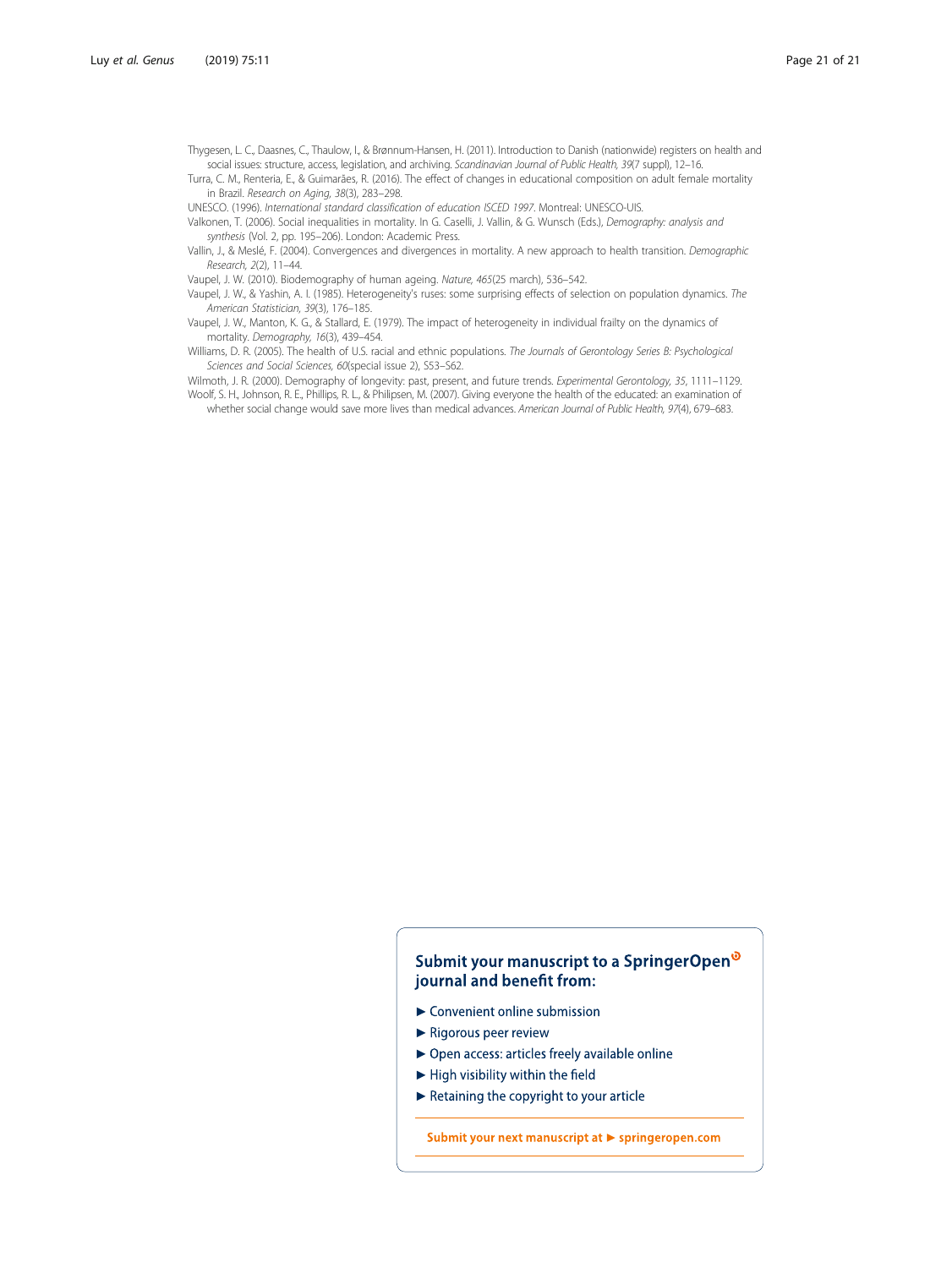Thygesen, L. C., Daasnes, C., Thaulow, I., & Brønnum-Hansen, H. (2011). Introduction to Danish (nationwide) registers on health and social issues: structure, access, legislation, and archiving. *Scandinavian Journal of Public Health, 39*(7 suppl), 12–16.

Turra, C. M., Renteria, E., & Guimarães, R. (2016). The effect of changes in educational composition on adult female mortality in Brazil. *Research on Aging, 38*(3), 283–298.

UNESCO. (1996). *International standard classification of education ISCED 1997*. Montreal: UNESCO-UIS.

Valkonen, T. (2006). Social inequalities in mortality. In G. Caselli, J. Vallin, & G. Wunsch (Eds.), *Demography: analysis and synthesis* (Vol. 2, pp. 195–206). London: Academic Press.

Vallin, J., & Meslé, F. (2004). Convergences and divergences in mortality. A new approach to health transition. *Demographic Research, 2*(2), 11–44.

Vaupel, J. W. (2010). Biodemography of human ageing. *Nature, 465*(25 march), 536–542.

Vaupel, J. W., & Yashin, A. I. (1985). Heterogeneity's ruses: some surprising effects of selection on population dynamics. *The American Statistician, 39*(3), 176–185.

Vaupel, J. W., Manton, K. G., & Stallard, E. (1979). The impact of heterogeneity in individual frailty on the dynamics of mortality. *Demography, 16*(3), 439–454.

Williams, D. R. (2005). The health of U.S. racial and ethnic populations. *The Journals of Gerontology Series B: Psychological Sciences and Social Sciences, 60*(special issue 2), S53–S62.

Wilmoth, J. R. (2000). Demography of longevity: past, present, and future trends. *Experimental Gerontology, 35*, 1111–1129.

Woolf, S. H., Johnson, R. E., Phillips, R. L., & Philipsen, M. (2007). Giving everyone the health of the educated: an examination of whether social change would save more lives than medical advances. *American Journal of Public Health, 97*(4), 679–683.

**Submit your manuscript to a SpringerOpen journal and benefit from:**

- Convenient online submission
- Rigorous peer review
- Open access: articles freely available online
- High visibility within the field
- Retaining the copyright to your article

**Submit your next manuscript at ▶ springeropen.com**